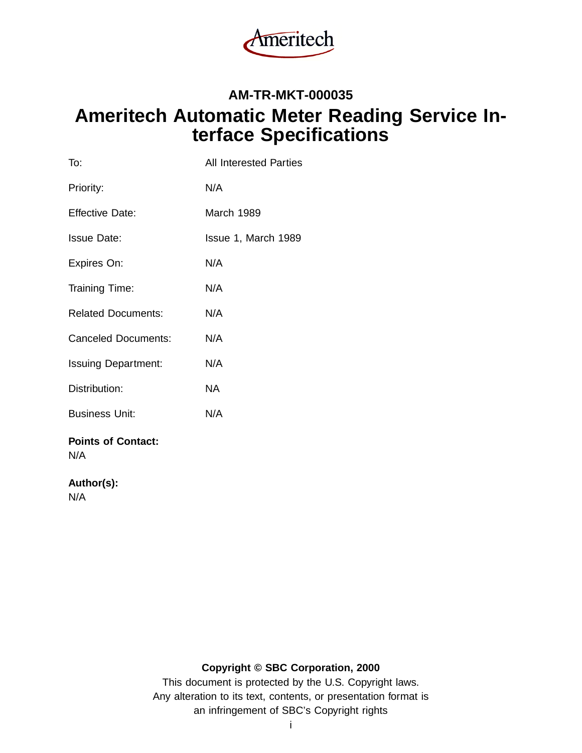Ameritech

**AM-TR-MKT-000035**

# Ameritech Automatic Meter Reading Service Interface Specifications

| | |
|---|---|
| To: | All Interested Parties |
| Priority: | N/A |
| Effective Date: | March 1989 |
| Issue Date: | Issue 1, March 1989 |
| Expires On: | N/A |
| Training Time: | N/A |
| Related Documents: | N/A |
| Canceled Documents: | N/A |
| Issuing Department: | N/A |
| Distribution: | NA |
| Business Unit: | N/A |

**Points of Contact:**
N/A

**Author(s):**
N/A

**Copyright © SBC Corporation, 2000**
This document is protected by the U.S. Copyright laws.
Any alteration to its text, contents, or presentation format is
an infringement of SBC's Copyright rights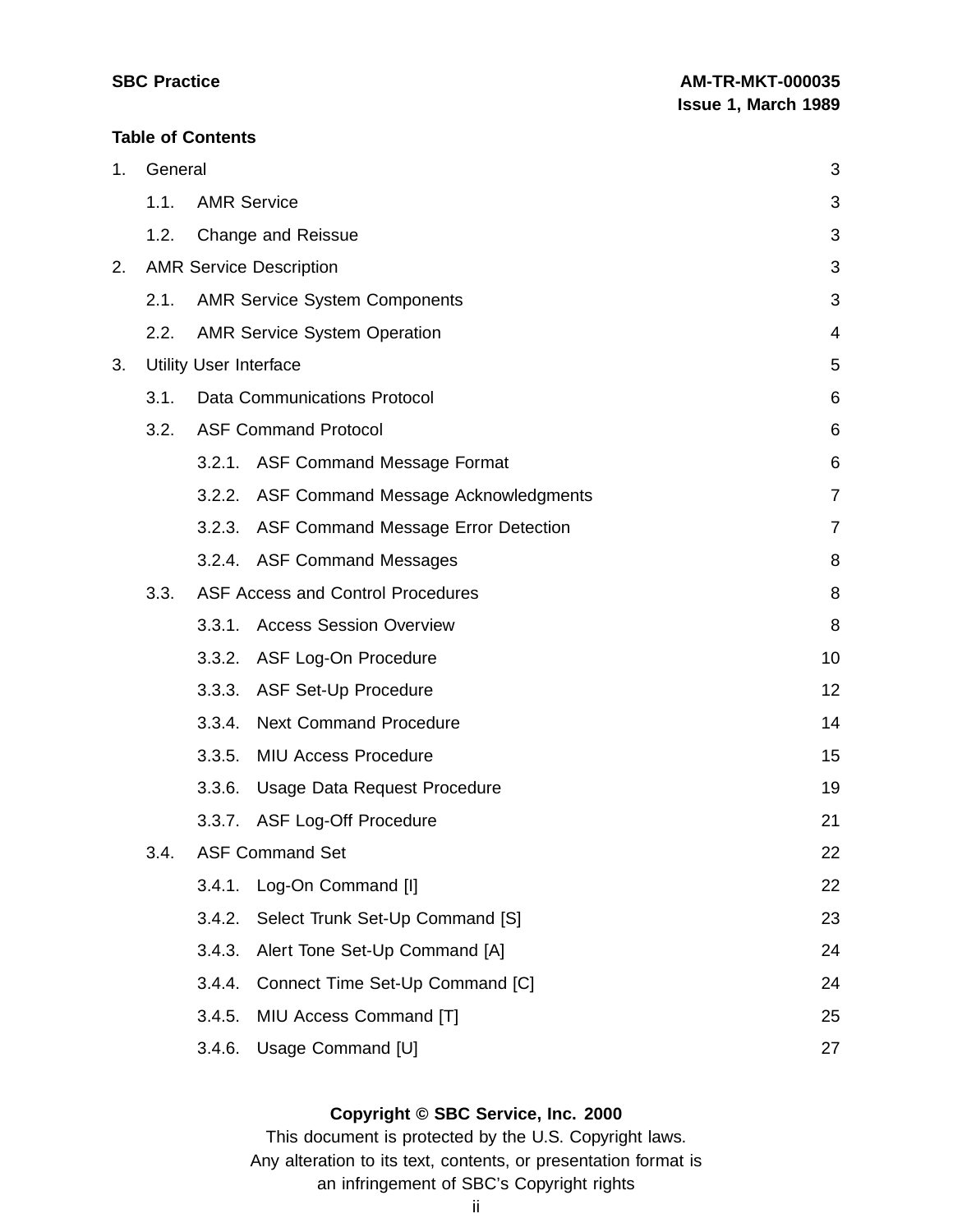**Table of Contents**

1. General 3
    - 1.1. AMR Service 3
    - 1.2. Change and Reissue 3
2. AMR Service Description 3
    - 2.1. AMR Service System Components 3
    - 2.2. AMR Service System Operation 4
3. Utility User Interface 5
    - 3.1. Data Communications Protocol 6
    - 3.2. ASF Command Protocol 6
        - 3.2.1. ASF Command Message Format 6
        - 3.2.2. ASF Command Message Acknowledgments 7
        - 3.2.3. ASF Command Message Error Detection 7
        - 3.2.4. ASF Command Messages 8
    - 3.3. ASF Access and Control Procedures 8
        - 3.3.1. Access Session Overview 8
        - 3.3.2. ASF Log-On Procedure 10
        - 3.3.3. ASF Set-Up Procedure 12
        - 3.3.4. Next Command Procedure 14
        - 3.3.5. MIU Access Procedure 15
        - 3.3.6. Usage Data Request Procedure 19
        - 3.3.7. ASF Log-Off Procedure 21
    - 3.4. ASF Command Set 22
        - 3.4.1. Log-On Command [l] 22
        - 3.4.2. Select Trunk Set-Up Command [S] 23
        - 3.4.3. Alert Tone Set-Up Command [A] 24
        - 3.4.4. Connect Time Set-Up Command [C] 24
        - 3.4.5. MIU Access Command [T] 25
        - 3.4.6. Usage Command [U] 27

**Copyright © SBC Service, Inc. 2000**

This document is protected by the U.S. Copyright laws.
Any alteration to its text, contents, or presentation format is
an infringement of SBC's Copyright rights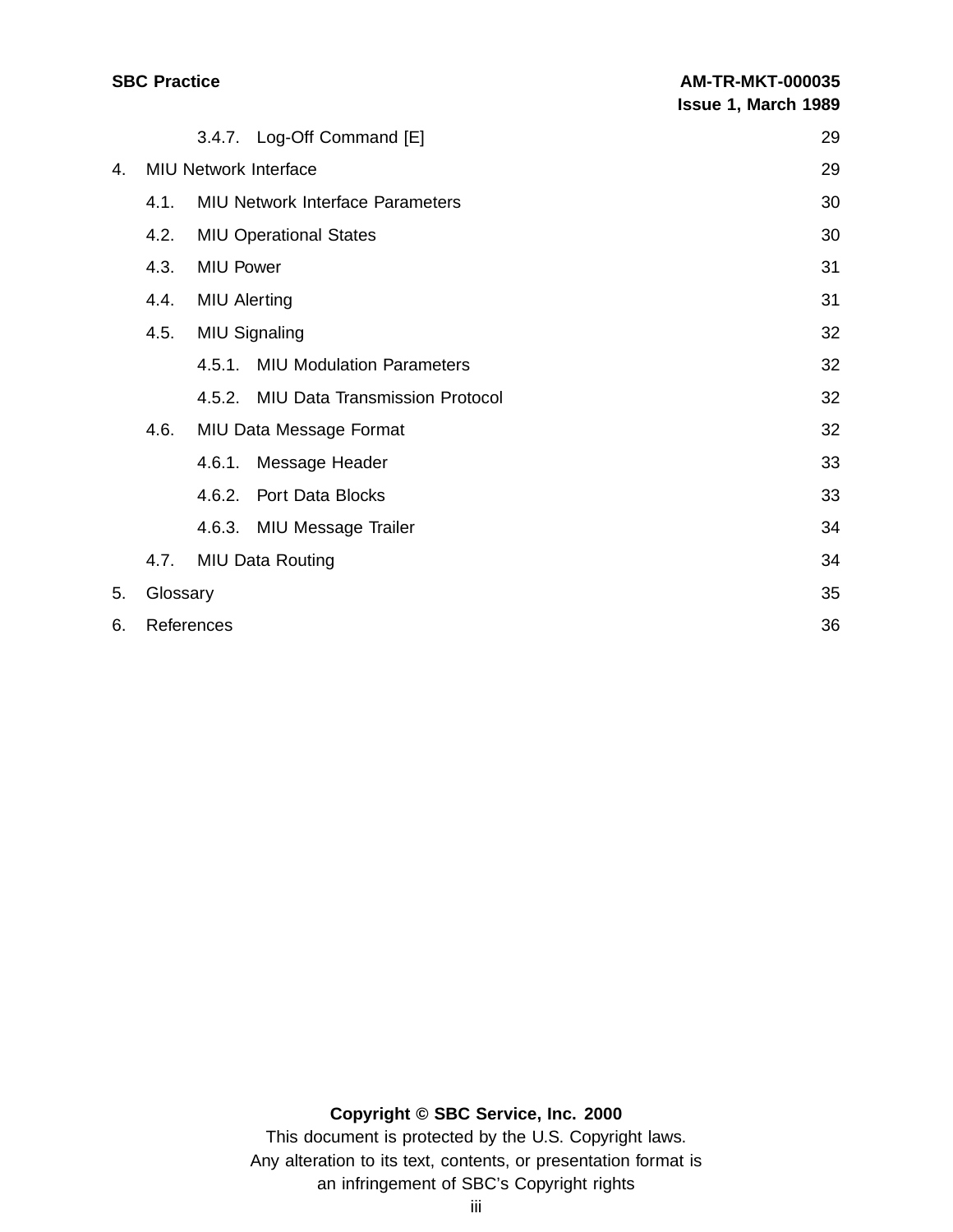3.4.7. Log-Off Command [E] 29

4. MIU Network Interface 29

4.1. MIU Network Interface Parameters 30

4.2. MIU Operational States 30

4.3. MIU Power 31

4.4. MIU Alerting 31

4.5. MIU Signaling 32

4.5.1. MIU Modulation Parameters 32

4.5.2. MIU Data Transmission Protocol 32

4.6. MIU Data Message Format 32

4.6.1. Message Header 33

4.6.2. Port Data Blocks 33

4.6.3. MIU Message Trailer 34

4.7. MIU Data Routing 34

5. Glossary 35

6. References 36

**Copyright © SBC Service, Inc. 2000**

This document is protected by the U.S. Copyright laws.
Any alteration to its text, contents, or presentation format is
an infringement of SBC's Copyright rights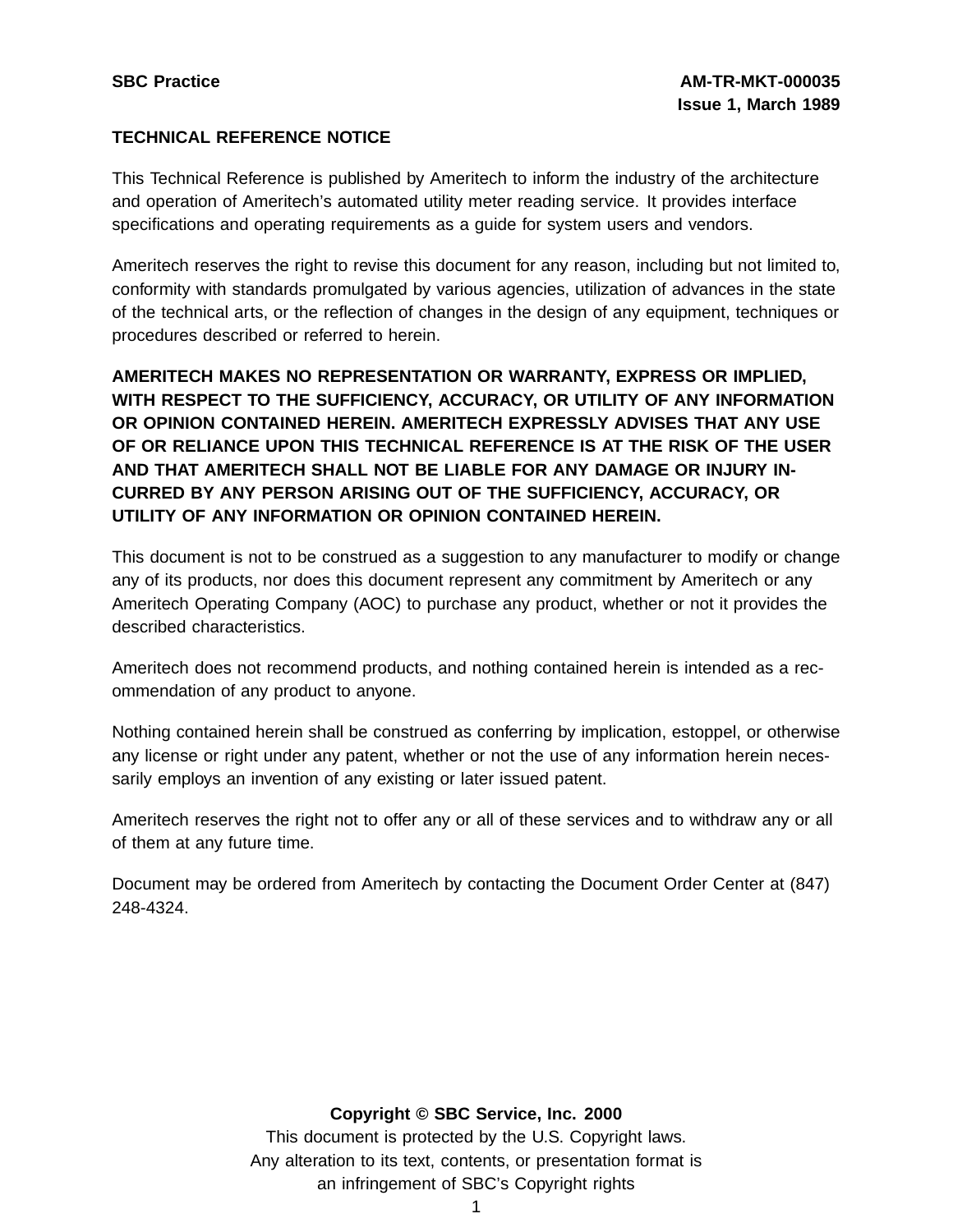## TECHNICAL REFERENCE NOTICE

This Technical Reference is published by Ameritech to inform the industry of the architecture and operation of Ameritech's automated utility meter reading service. It provides interface specifications and operating requirements as a guide for system users and vendors.

Ameritech reserves the right to revise this document for any reason, including but not limited to, conformity with standards promulgated by various agencies, utilization of advances in the state of the technical arts, or the reflection of changes in the design of any equipment, techniques or procedures described or referred to herein.

**AMERITECH MAKES NO REPRESENTATION OR WARRANTY, EXPRESS OR IMPLIED, WITH RESPECT TO THE SUFFICIENCY, ACCURACY, OR UTILITY OF ANY INFORMATION OR OPINION CONTAINED HEREIN. AMERITECH EXPRESSLY ADVISES THAT ANY USE OF OR RELIANCE UPON THIS TECHNICAL REFERENCE IS AT THE RISK OF THE USER AND THAT AMERITECH SHALL NOT BE LIABLE FOR ANY DAMAGE OR INJURY INCURRED BY ANY PERSON ARISING OUT OF THE SUFFICIENCY, ACCURACY, OR UTILITY OF ANY INFORMATION OR OPINION CONTAINED HEREIN.**

This document is not to be construed as a suggestion to any manufacturer to modify or change any of its products, nor does this document represent any commitment by Ameritech or any Ameritech Operating Company (AOC) to purchase any product, whether or not it provides the described characteristics.

Ameritech does not recommend products, and nothing contained herein is intended as a recommendation of any product to anyone.

Nothing contained herein shall be construed as conferring by implication, estoppel, or otherwise any license or right under any patent, whether or not the use of any information herein necessarily employs an invention of any existing or later issued patent.

Ameritech reserves the right not to offer any or all of these services and to withdraw any or all of them at any future time.

Document may be ordered from Ameritech by contacting the Document Order Center at (847) 248-4324.

**Copyright © SBC Service, Inc. 2000**

This document is protected by the U.S. Copyright laws.
Any alteration to its text, contents, or presentation format is an infringement of SBC's Copyright rights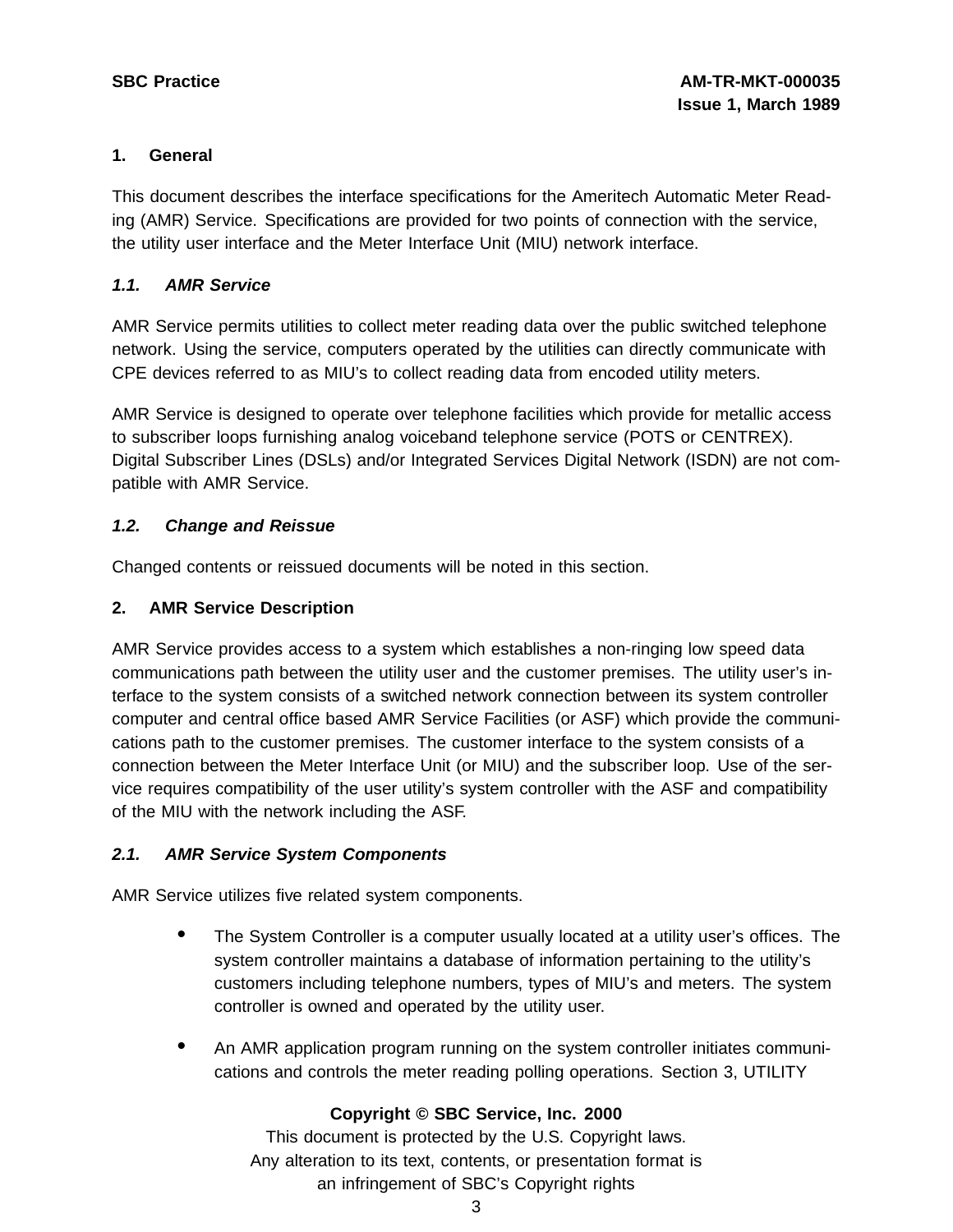## 1. General

This document describes the interface specifications for the Ameritech Automatic Meter Reading (AMR) Service. Specifications are provided for two points of connection with the service, the utility user interface and the Meter Interface Unit (MIU) network interface.

### *1.1. AMR Service*

AMR Service permits utilities to collect meter reading data over the public switched telephone network. Using the service, computers operated by the utilities can directly communicate with CPE devices referred to as MIU's to collect reading data from encoded utility meters.

AMR Service is designed to operate over telephone facilities which provide for metallic access to subscriber loops furnishing analog voiceband telephone service (POTS or CENTREX). Digital Subscriber Lines (DSLs) and/or Integrated Services Digital Network (ISDN) are not compatible with AMR Service.

### *1.2. Change and Reissue*

Changed contents or reissued documents will be noted in this section.

## 2. AMR Service Description

AMR Service provides access to a system which establishes a non-ringing low speed data communications path between the utility user and the customer premises. The utility user's interface to the system consists of a switched network connection between its system controller computer and central office based AMR Service Facilities (or ASF) which provide the communications path to the customer premises. The customer interface to the system consists of a connection between the Meter Interface Unit (or MIU) and the subscriber loop. Use of the service requires compatibility of the user utility's system controller with the ASF and compatibility of the MIU with the network including the ASF.

### *2.1. AMR Service System Components*

AMR Service utilizes five related system components.

- The System Controller is a computer usually located at a utility user's offices. The system controller maintains a database of information pertaining to the utility's customers including telephone numbers, types of MIU's and meters. The system controller is owned and operated by the utility user.
- An AMR application program running on the system controller initiates communications and controls the meter reading polling operations. Section 3, UTILITY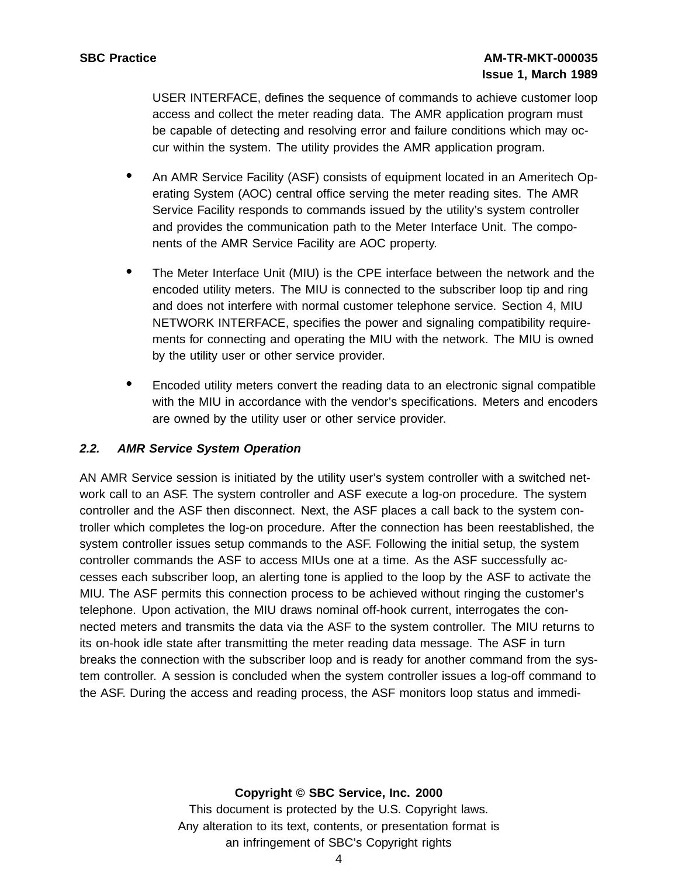USER INTERFACE, defines the sequence of commands to achieve customer loop access and collect the meter reading data. The AMR application program must be capable of detecting and resolving error and failure conditions which may occur within the system. The utility provides the AMR application program.

- An AMR Service Facility (ASF) consists of equipment located in an Ameritech Operating System (AOC) central office serving the meter reading sites. The AMR Service Facility responds to commands issued by the utility's system controller and provides the communication path to the Meter Interface Unit. The components of the AMR Service Facility are AOC property.

- The Meter Interface Unit (MIU) is the CPE interface between the network and the encoded utility meters. The MIU is connected to the subscriber loop tip and ring and does not interfere with normal customer telephone service. Section 4, MIU NETWORK INTERFACE, specifies the power and signaling compatibility requirements for connecting and operating the MIU with the network. The MIU is owned by the utility user or other service provider.

- Encoded utility meters convert the reading data to an electronic signal compatible with the MIU in accordance with the vendor's specifications. Meters and encoders are owned by the utility user or other service provider.

### *2.2. AMR Service System Operation*

AN AMR Service session is initiated by the utility user's system controller with a switched network call to an ASF. The system controller and ASF execute a log-on procedure. The system controller and the ASF then disconnect. Next, the ASF places a call back to the system controller which completes the log-on procedure. After the connection has been reestablished, the system controller issues setup commands to the ASF. Following the initial setup, the system controller commands the ASF to access MIUs one at a time. As the ASF successfully accesses each subscriber loop, an alerting tone is applied to the loop by the ASF to activate the MIU. The ASF permits this connection process to be achieved without ringing the customer's telephone. Upon activation, the MIU draws nominal off-hook current, interrogates the connected meters and transmits the data via the ASF to the system controller. The MIU returns to its on-hook idle state after transmitting the meter reading data message. The ASF in turn breaks the connection with the subscriber loop and is ready for another command from the system controller. A session is concluded when the system controller issues a log-off command to the ASF. During the access and reading process, the ASF monitors loop status and immedi-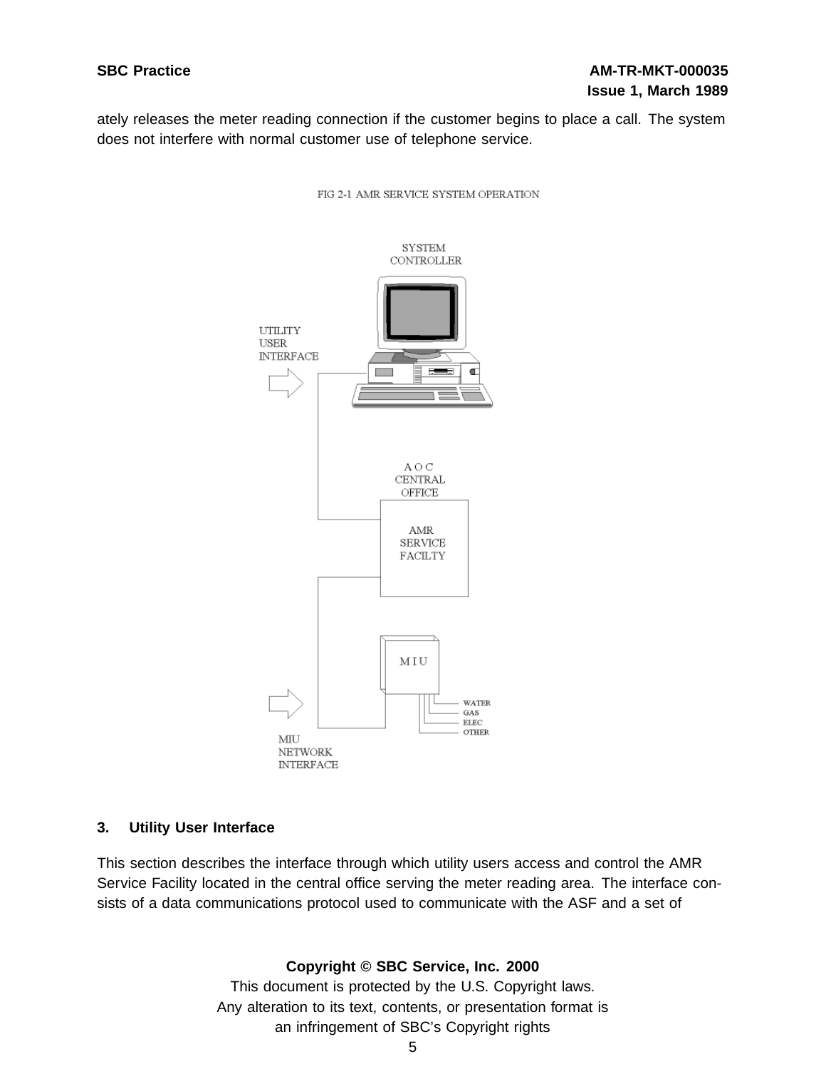ately releases the meter reading connection if the customer begins to place a call. The system does not interfere with normal customer use of telephone service.

FIG 2-1 AMR SERVICE SYSTEM OPERATION

SYSTEM CONTROLLER

UTILITY USER INTERFACE

A O C CENTRAL OFFICE

AMR SERVICE FACILTY

M I U

WATER
GAS
ELEC
OTHER

MIU NETWORK INTERFACE

### 3. Utility User Interface

This section describes the interface through which utility users access and control the AMR Service Facility located in the central office serving the meter reading area. The interface consists of a data communications protocol used to communicate with the ASF and a set of

**Copyright © SBC Service, Inc. 2000**
This document is protected by the U.S. Copyright laws.
Any alteration to its text, contents, or presentation format is an infringement of SBC's Copyright rights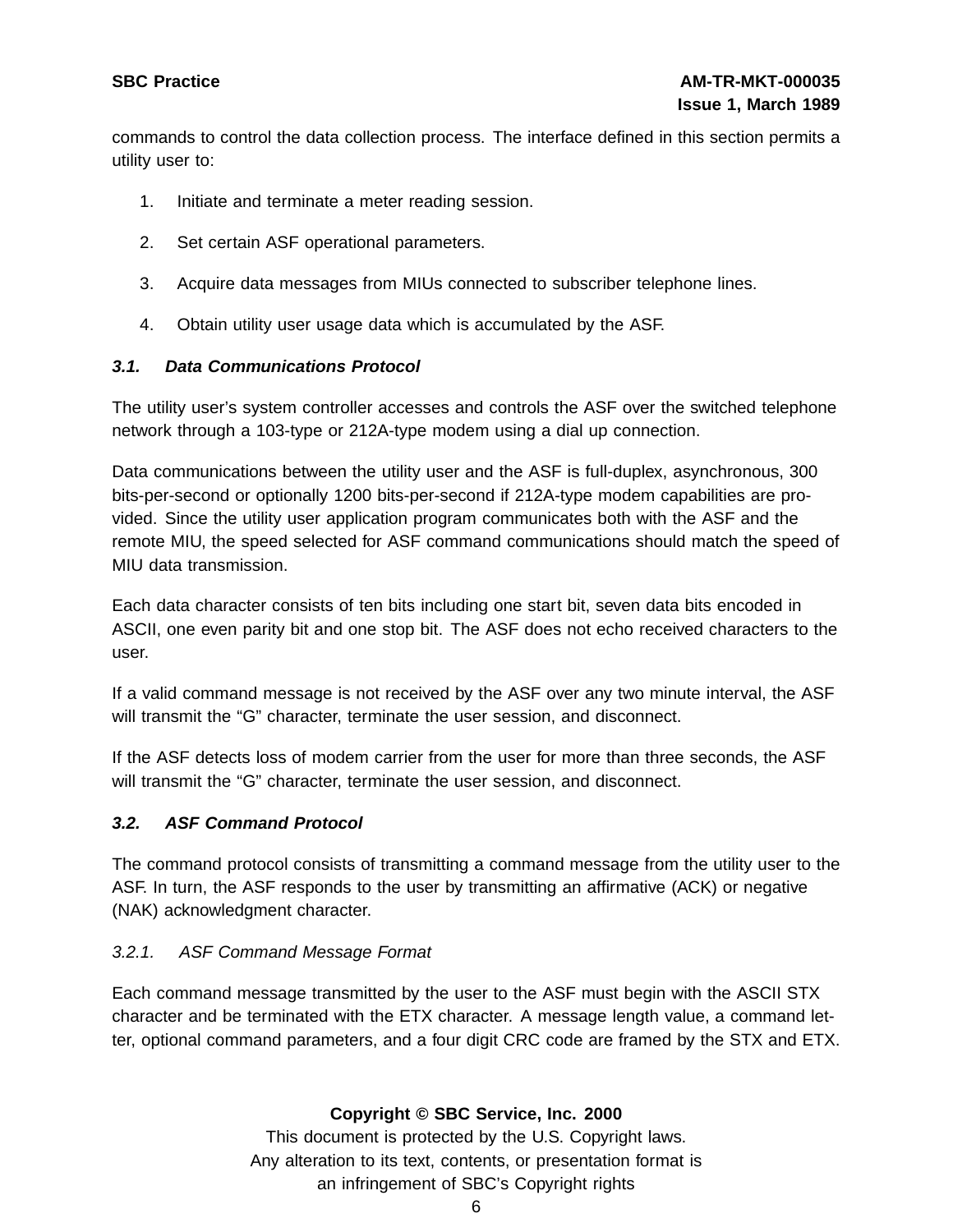commands to control the data collection process. The interface defined in this section permits a utility user to:

1. Initiate and terminate a meter reading session.

2. Set certain ASF operational parameters.

3. Acquire data messages from MIUs connected to subscriber telephone lines.

4. Obtain utility user usage data which is accumulated by the ASF.

### *3.1. Data Communications Protocol*

The utility user's system controller accesses and controls the ASF over the switched telephone network through a 103-type or 212A-type modem using a dial up connection.

Data communications between the utility user and the ASF is full-duplex, asynchronous, 300 bits-per-second or optionally 1200 bits-per-second if 212A-type modem capabilities are provided. Since the utility user application program communicates both with the ASF and the remote MIU, the speed selected for ASF command communications should match the speed of MIU data transmission.

Each data character consists of ten bits including one start bit, seven data bits encoded in ASCII, one even parity bit and one stop bit. The ASF does not echo received characters to the user.

If a valid command message is not received by the ASF over any two minute interval, the ASF will transmit the "G" character, terminate the user session, and disconnect.

If the ASF detects loss of modem carrier from the user for more than three seconds, the ASF will transmit the "G" character, terminate the user session, and disconnect.

### *3.2. ASF Command Protocol*

The command protocol consists of transmitting a command message from the utility user to the ASF. In turn, the ASF responds to the user by transmitting an affirmative (ACK) or negative (NAK) acknowledgment character.

#### *3.2.1. ASF Command Message Format*

Each command message transmitted by the user to the ASF must begin with the ASCII STX character and be terminated with the ETX character. A message length value, a command letter, optional command parameters, and a four digit CRC code are framed by the STX and ETX.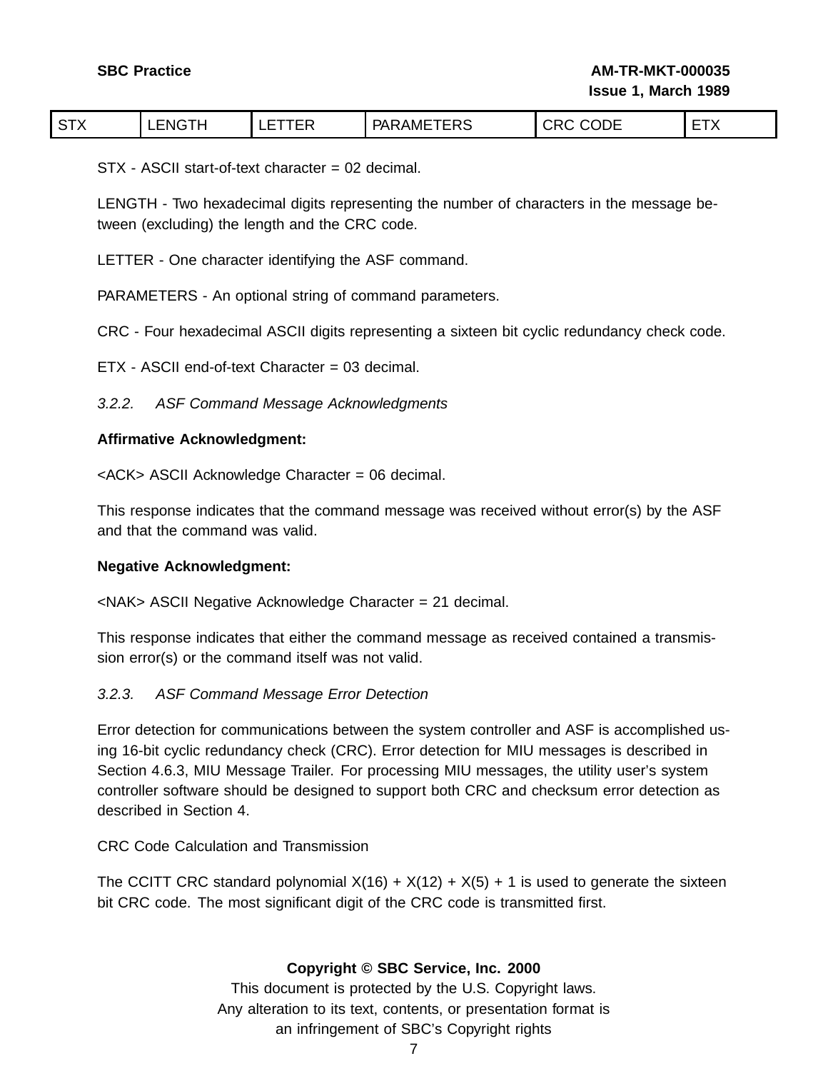| STX | LENGTH | LETTER | PARAMETERS | CRC CODE | ETX |
|---|---|---|---|---|---|

STX - ASCII start-of-text character = 02 decimal.

LENGTH - Two hexadecimal digits representing the number of characters in the message between (excluding) the length and the CRC code.

LETTER - One character identifying the ASF command.

PARAMETERS - An optional string of command parameters.

CRC - Four hexadecimal ASCII digits representing a sixteen bit cyclic redundancy check code.

ETX - ASCII end-of-text Character = 03 decimal.

### *3.2.2. ASF Command Message Acknowledgments*

**Affirmative Acknowledgment:**

<ACK> ASCII Acknowledge Character = 06 decimal.

This response indicates that the command message was received without error(s) by the ASF and that the command was valid.

**Negative Acknowledgment:**

<NAK> ASCII Negative Acknowledge Character = 21 decimal.

This response indicates that either the command message as received contained a transmission error(s) or the command itself was not valid.

### *3.2.3. ASF Command Message Error Detection*

Error detection for communications between the system controller and ASF is accomplished using 16-bit cyclic redundancy check (CRC). Error detection for MIU messages is described in Section 4.6.3, MIU Message Trailer. For processing MIU messages, the utility user's system controller software should be designed to support both CRC and checksum error detection as described in Section 4.

CRC Code Calculation and Transmission

The CCITT CRC standard polynomial X(16) + X(12) + X(5) + 1 is used to generate the sixteen bit CRC code. The most significant digit of the CRC code is transmitted first.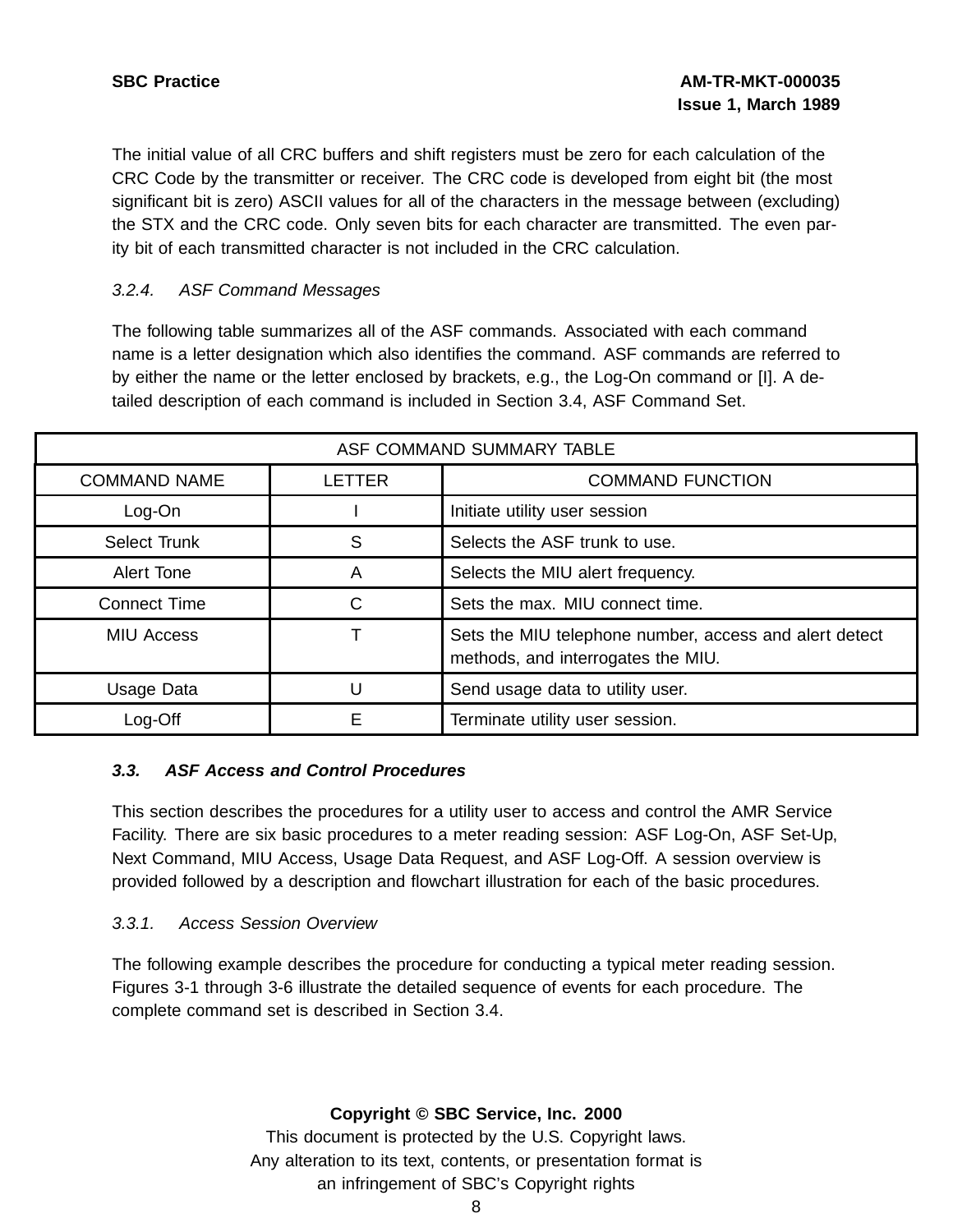The initial value of all CRC buffers and shift registers must be zero for each calculation of the CRC Code by the transmitter or receiver. The CRC code is developed from eight bit (the most significant bit is zero) ASCII values for all of the characters in the message between (excluding) the STX and the CRC code. Only seven bits for each character are transmitted. The even parity bit of each transmitted character is not included in the CRC calculation.

#### *3.2.4. ASF Command Messages*

The following table summarizes all of the ASF commands. Associated with each command name is a letter designation which also identifies the command. ASF commands are referred to by either the name or the letter enclosed by brackets, e.g., the Log-On command or [I]. A detailed description of each command is included in Section 3.4, ASF Command Set.

| ASF COMMAND SUMMARY TABLE | | |
|---|---|---|
| COMMAND NAME | LETTER | COMMAND FUNCTION |
| Log-On | I | Initiate utility user session |
| Select Trunk | S | Selects the ASF trunk to use. |
| Alert Tone | A | Selects the MIU alert frequency. |
| Connect Time | C | Sets the max. MIU connect time. |
| MIU Access | T | Sets the MIU telephone number, access and alert detect methods, and interrogates the MIU. |
| Usage Data | U | Send usage data to utility user. |
| Log-Off | E | Terminate utility user session. |

### ***3.3. ASF Access and Control Procedures***

This section describes the procedures for a utility user to access and control the AMR Service Facility. There are six basic procedures to a meter reading session: ASF Log-On, ASF Set-Up, Next Command, MIU Access, Usage Data Request, and ASF Log-Off. A session overview is provided followed by a description and flowchart illustration for each of the basic procedures.

#### *3.3.1. Access Session Overview*

The following example describes the procedure for conducting a typical meter reading session. Figures 3-1 through 3-6 illustrate the detailed sequence of events for each procedure. The complete command set is described in Section 3.4.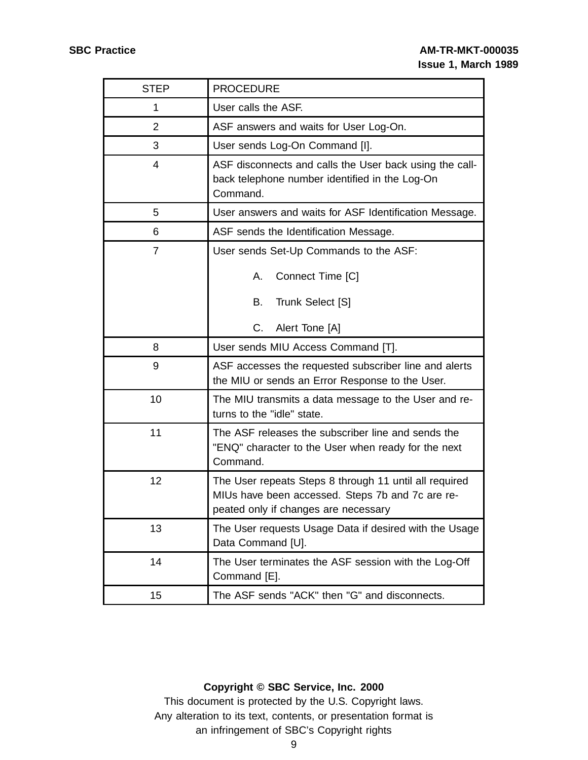| STEP | PROCEDURE |
|---|---|
| 1 | User calls the ASF. |
| 2 | ASF answers and waits for User Log-On. |
| 3 | User sends Log-On Command [I]. |
| 4 | ASF disconnects and calls the User back using the call-back telephone number identified in the Log-On Command. |
| 5 | User answers and waits for ASF Identification Message. |
| 6 | ASF sends the Identification Message. |
| 7 | User sends Set-Up Commands to the ASF:<br>A. Connect Time [C]<br>B. Trunk Select [S]<br>C. Alert Tone [A] |
| 8 | User sends MIU Access Command [T]. |
| 9 | ASF accesses the requested subscriber line and alerts the MIU or sends an Error Response to the User. |
| 10 | The MIU transmits a data message to the User and returns to the "idle" state. |
| 11 | The ASF releases the subscriber line and sends the "ENQ" character to the User when ready for the next Command. |
| 12 | The User repeats Steps 8 through 11 until all required MIUs have been accessed. Steps 7b and 7c are repeated only if changes are necessary |
| 13 | The User requests Usage Data if desired with the Usage Data Command [U]. |
| 14 | The User terminates the ASF session with the Log-Off Command [E]. |
| 15 | The ASF sends "ACK" then "G" and disconnects. |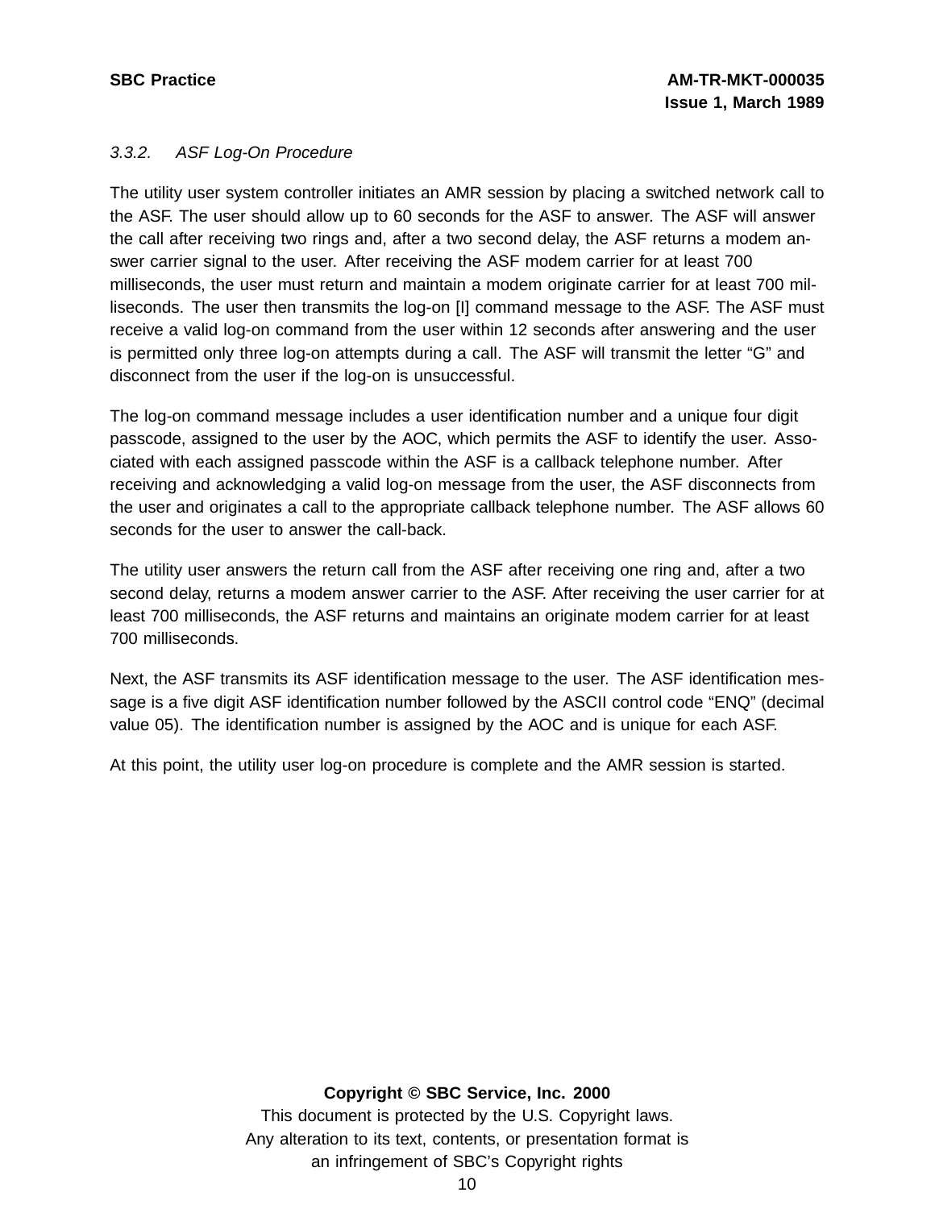### 3.3.2. ASF Log-On Procedure

The utility user system controller initiates an AMR session by placing a switched network call to the ASF. The user should allow up to 60 seconds for the ASF to answer. The ASF will answer the call after receiving two rings and, after a two second delay, the ASF returns a modem answer carrier signal to the user. After receiving the ASF modem carrier for at least 700 milliseconds, the user must return and maintain a modem originate carrier for at least 700 milliseconds. The user then transmits the log-on [I] command message to the ASF. The ASF must receive a valid log-on command from the user within 12 seconds after answering and the user is permitted only three log-on attempts during a call. The ASF will transmit the letter “G” and disconnect from the user if the log-on is unsuccessful.

The log-on command message includes a user identification number and a unique four digit passcode, assigned to the user by the AOC, which permits the ASF to identify the user. Associated with each assigned passcode within the ASF is a callback telephone number. After receiving and acknowledging a valid log-on message from the user, the ASF disconnects from the user and originates a call to the appropriate callback telephone number. The ASF allows 60 seconds for the user to answer the call-back.

The utility user answers the return call from the ASF after receiving one ring and, after a two second delay, returns a modem answer carrier to the ASF. After receiving the user carrier for at least 700 milliseconds, the ASF returns and maintains an originate modem carrier for at least 700 milliseconds.

Next, the ASF transmits its ASF identification message to the user. The ASF identification message is a five digit ASF identification number followed by the ASCII control code “ENQ” (decimal value 05). The identification number is assigned by the AOC and is unique for each ASF.

At this point, the utility user log-on procedure is complete and the AMR session is started.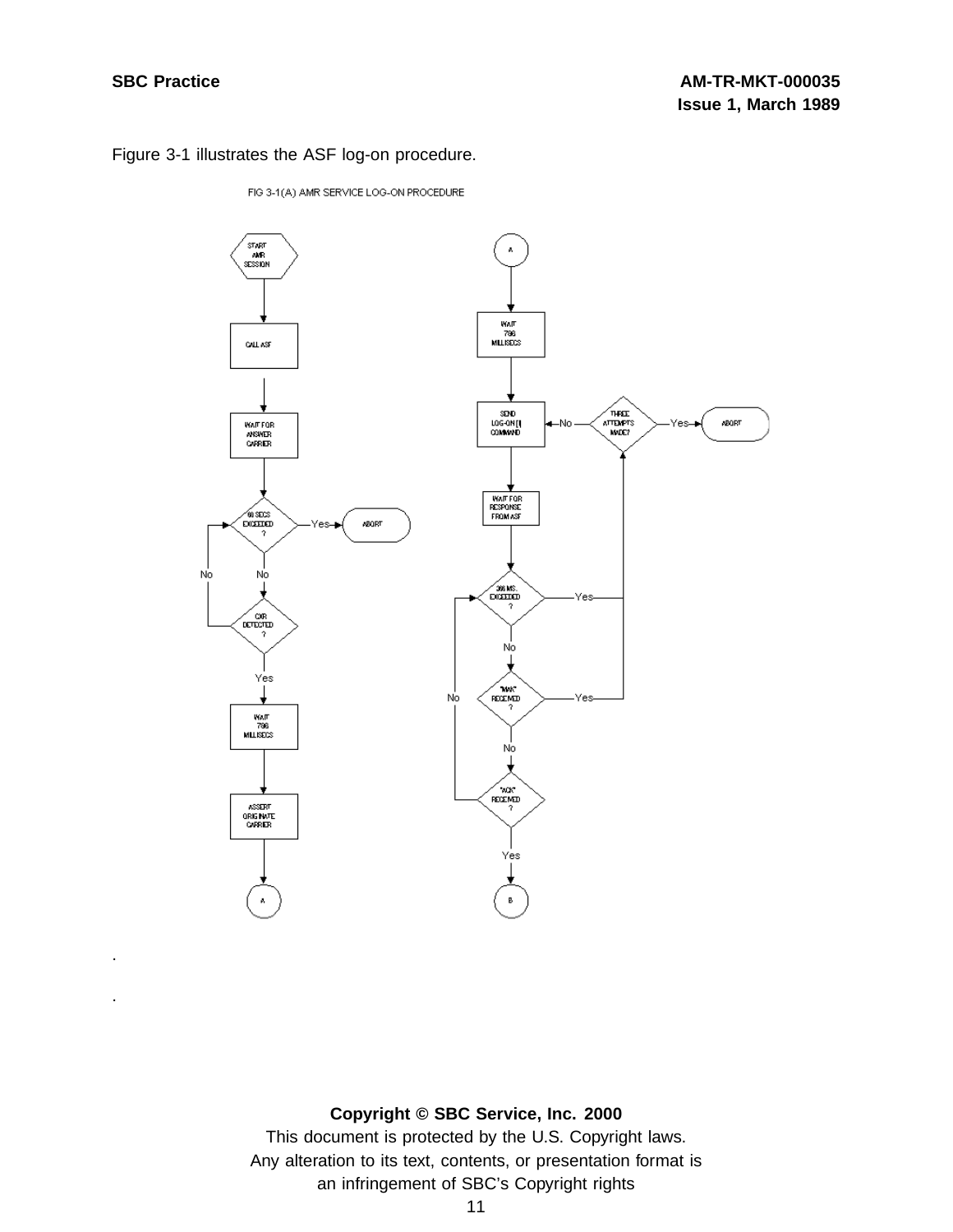Figure 3-1 illustrates the ASF log-on procedure.

FIG 3-1(A) AMR SERVICE LOG-ON PROCEDURE

.

.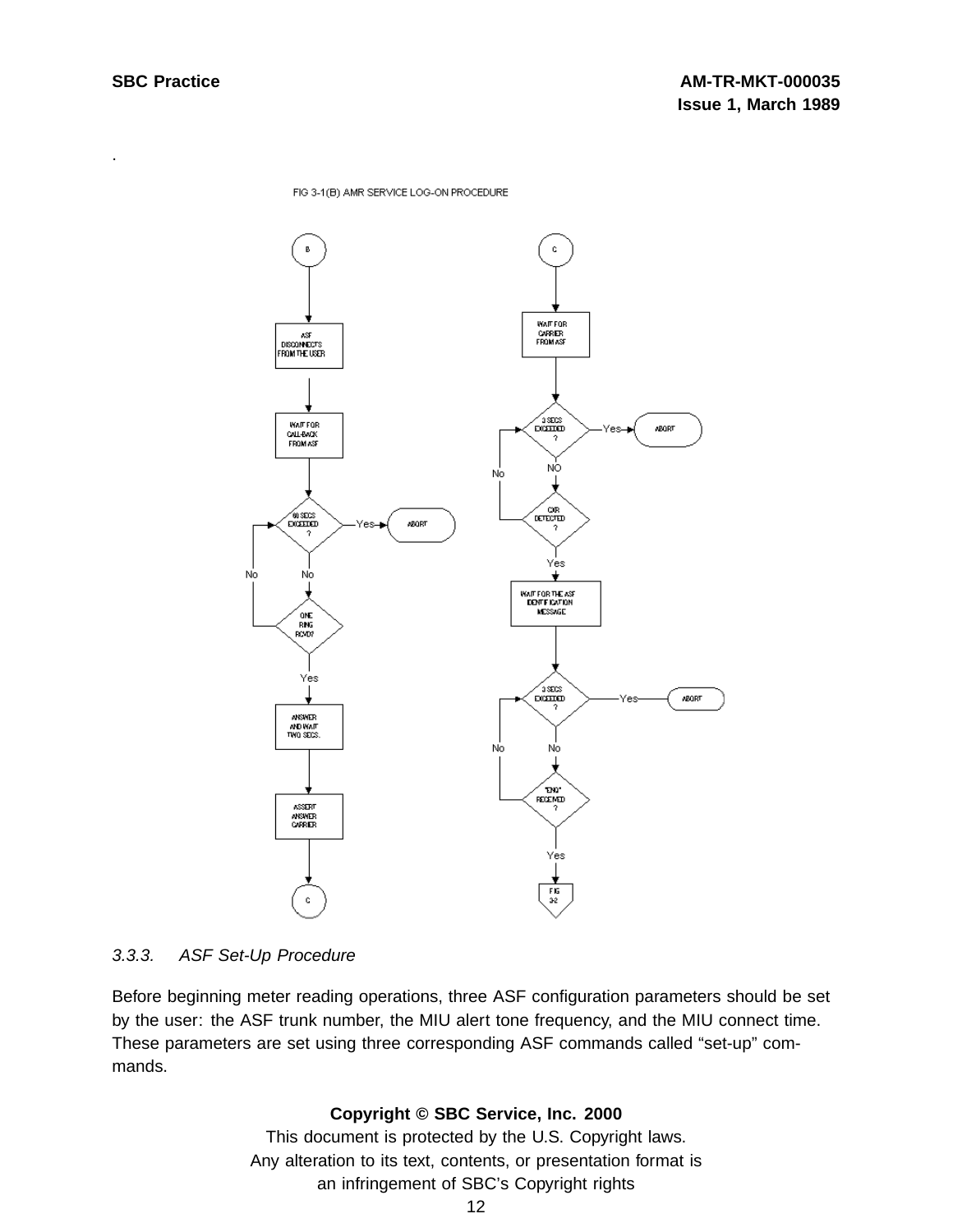.

FIG 3-1(B) AMR SERVICE LOG-ON PROCEDURE

### 3.3.3. *ASF Set-Up Procedure*

Before beginning meter reading operations, three ASF configuration parameters should be set by the user: the ASF trunk number, the MIU alert tone frequency, and the MIU connect time. These parameters are set using three corresponding ASF commands called "set-up" commands.

**Copyright © SBC Service, Inc. 2000**

This document is protected by the U.S. Copyright laws.
Any alteration to its text, contents, or presentation format is an infringement of SBC's Copyright rights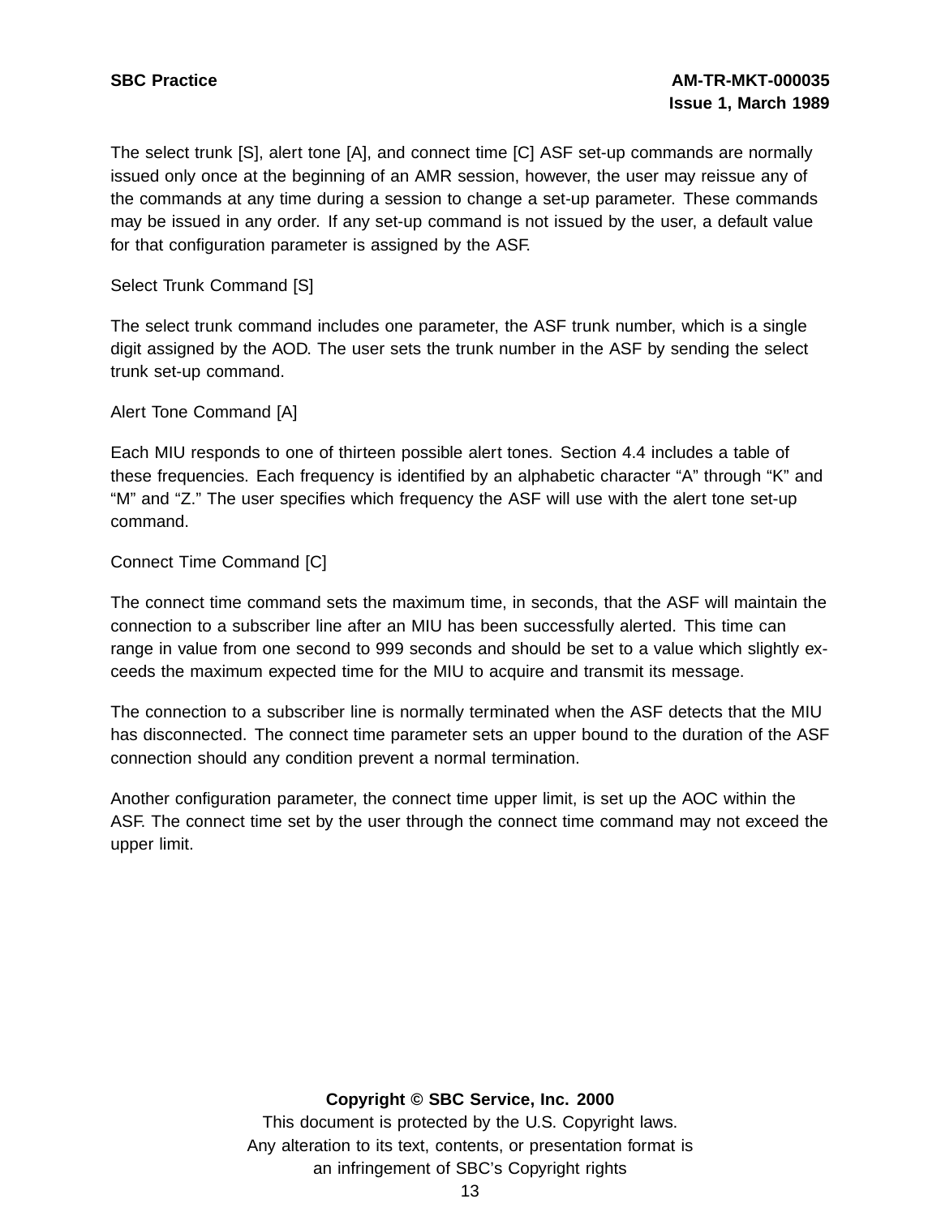The select trunk [S], alert tone [A], and connect time [C] ASF set-up commands are normally issued only once at the beginning of an AMR session, however, the user may reissue any of the commands at any time during a session to change a set-up parameter. These commands may be issued in any order. If any set-up command is not issued by the user, a default value for that configuration parameter is assigned by the ASF.

Select Trunk Command [S]

The select trunk command includes one parameter, the ASF trunk number, which is a single digit assigned by the AOD. The user sets the trunk number in the ASF by sending the select trunk set-up command.

Alert Tone Command [A]

Each MIU responds to one of thirteen possible alert tones. Section 4.4 includes a table of these frequencies. Each frequency is identified by an alphabetic character “A” through “K” and “M” and “Z.” The user specifies which frequency the ASF will use with the alert tone set-up command.

Connect Time Command [C]

The connect time command sets the maximum time, in seconds, that the ASF will maintain the connection to a subscriber line after an MIU has been successfully alerted. This time can range in value from one second to 999 seconds and should be set to a value which slightly exceeds the maximum expected time for the MIU to acquire and transmit its message.

The connection to a subscriber line is normally terminated when the ASF detects that the MIU has disconnected. The connect time parameter sets an upper bound to the duration of the ASF connection should any condition prevent a normal termination.

Another configuration parameter, the connect time upper limit, is set up the AOC within the ASF. The connect time set by the user through the connect time command may not exceed the upper limit.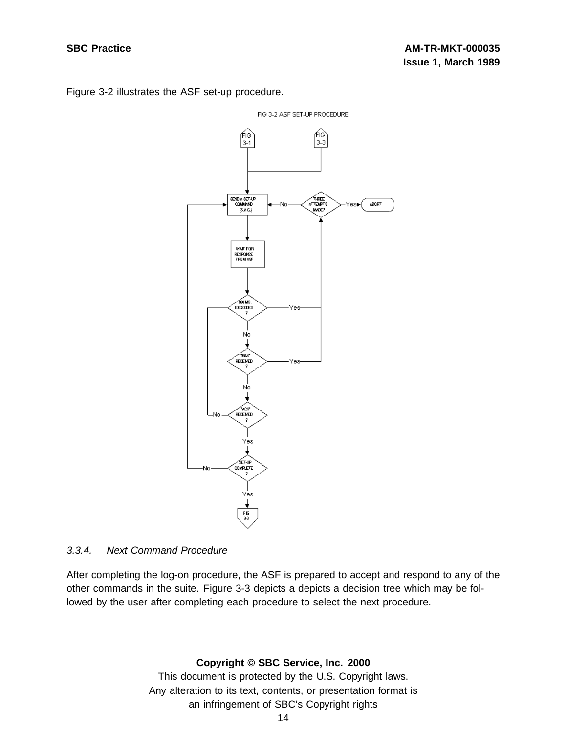Figure 3-2 illustrates the ASF set-up procedure.

FIG 3-2 ASF SET-UP PROCEDURE

FIG 3-1

FIG 3-3

SEND A SET-UP COMMAND (S.A.C.)

THREE ATTEMPTS MADE?

ABORT

WAIT FOR RESPONSE FROM ASF

300 MS. EXCEEDED ?

"NAK" RECEIVED ?

"ACK" RECEIVED ?

SET-UP COMPLETE ?

FIG 3-3

### 3.3.4. *Next Command Procedure*

After completing the log-on procedure, the ASF is prepared to accept and respond to any of the other commands in the suite. Figure 3-3 depicts a depicts a decision tree which may be followed by the user after completing each procedure to select the next procedure.

**Copyright © SBC Service, Inc. 2000**
This document is protected by the U.S. Copyright laws.
Any alteration to its text, contents, or presentation format is an infringement of SBC's Copyright rights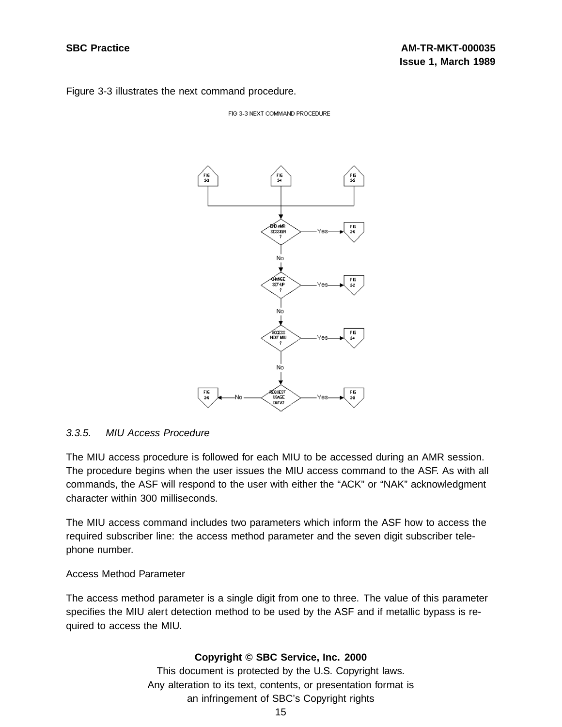Figure 3-3 illustrates the next command procedure.

FIG 3-3 NEXT COMMAND PROCEDURE

### 3.3.5. *MIU Access Procedure*

The MIU access procedure is followed for each MIU to be accessed during an AMR session. The procedure begins when the user issues the MIU access command to the ASF. As with all commands, the ASF will respond to the user with either the "ACK" or "NAK" acknowledgment character within 300 milliseconds.

The MIU access command includes two parameters which inform the ASF how to access the required subscriber line: the access method parameter and the seven digit subscriber telephone number.

Access Method Parameter

The access method parameter is a single digit from one to three. The value of this parameter specifies the MIU alert detection method to be used by the ASF and if metallic bypass is required to access the MIU.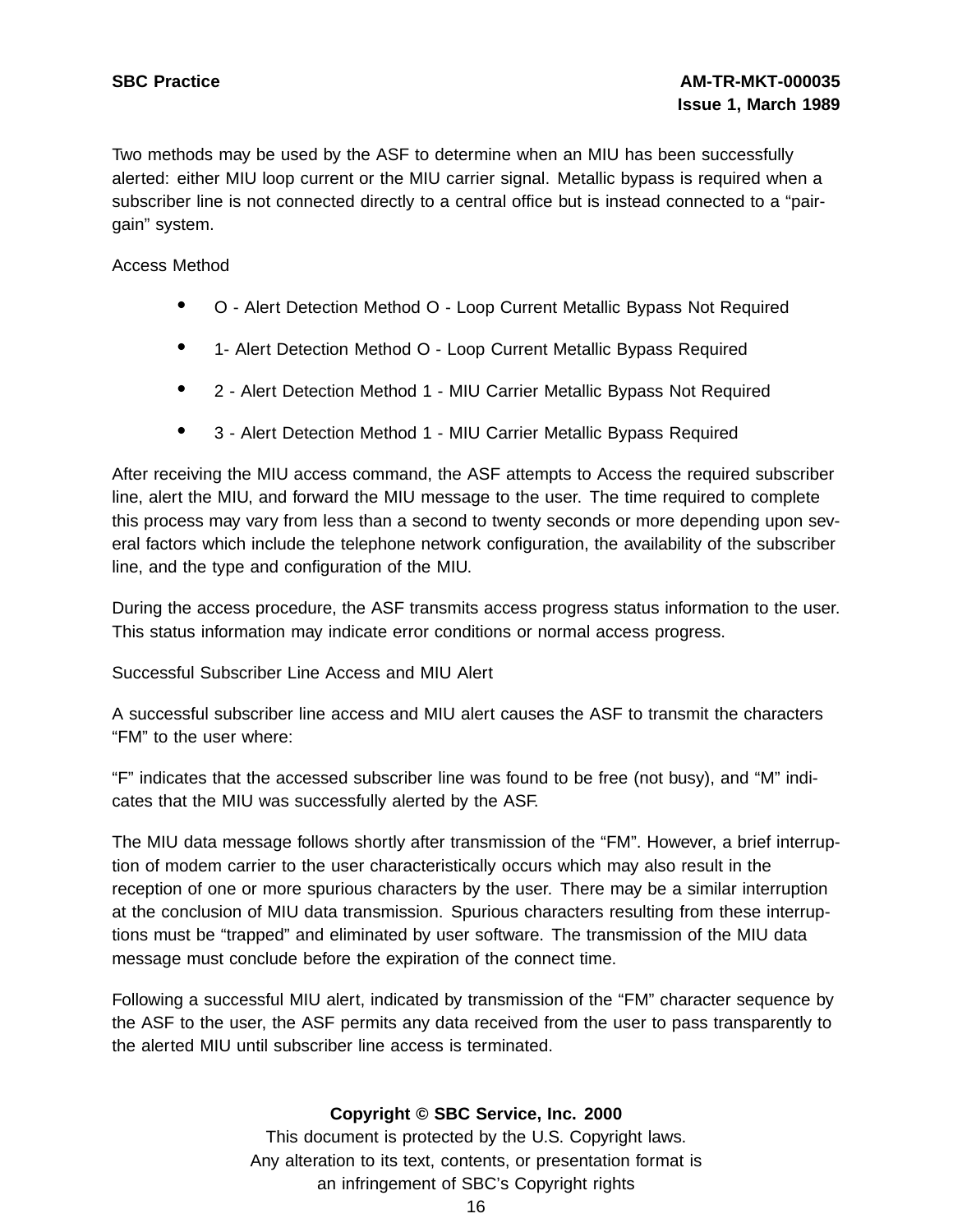Two methods may be used by the ASF to determine when an MIU has been successfully alerted: either MIU loop current or the MIU carrier signal. Metallic bypass is required when a subscriber line is not connected directly to a central office but is instead connected to a "pair-gain" system.

Access Method

- O - Alert Detection Method O - Loop Current Metallic Bypass Not Required
- 1- Alert Detection Method O - Loop Current Metallic Bypass Required
- 2 - Alert Detection Method 1 - MIU Carrier Metallic Bypass Not Required
- 3 - Alert Detection Method 1 - MIU Carrier Metallic Bypass Required

After receiving the MIU access command, the ASF attempts to Access the required subscriber line, alert the MIU, and forward the MIU message to the user. The time required to complete this process may vary from less than a second to twenty seconds or more depending upon several factors which include the telephone network configuration, the availability of the subscriber line, and the type and configuration of the MIU.

During the access procedure, the ASF transmits access progress status information to the user. This status information may indicate error conditions or normal access progress.

Successful Subscriber Line Access and MIU Alert

A successful subscriber line access and MIU alert causes the ASF to transmit the characters "FM" to the user where:

"F" indicates that the accessed subscriber line was found to be free (not busy), and "M" indicates that the MIU was successfully alerted by the ASF.

The MIU data message follows shortly after transmission of the "FM". However, a brief interruption of modem carrier to the user characteristically occurs which may also result in the reception of one or more spurious characters by the user. There may be a similar interruption at the conclusion of MIU data transmission. Spurious characters resulting from these interruptions must be "trapped" and eliminated by user software. The transmission of the MIU data message must conclude before the expiration of the connect time.

Following a successful MIU alert, indicated by transmission of the "FM" character sequence by the ASF to the user, the ASF permits any data received from the user to pass transparently to the alerted MIU until subscriber line access is terminated.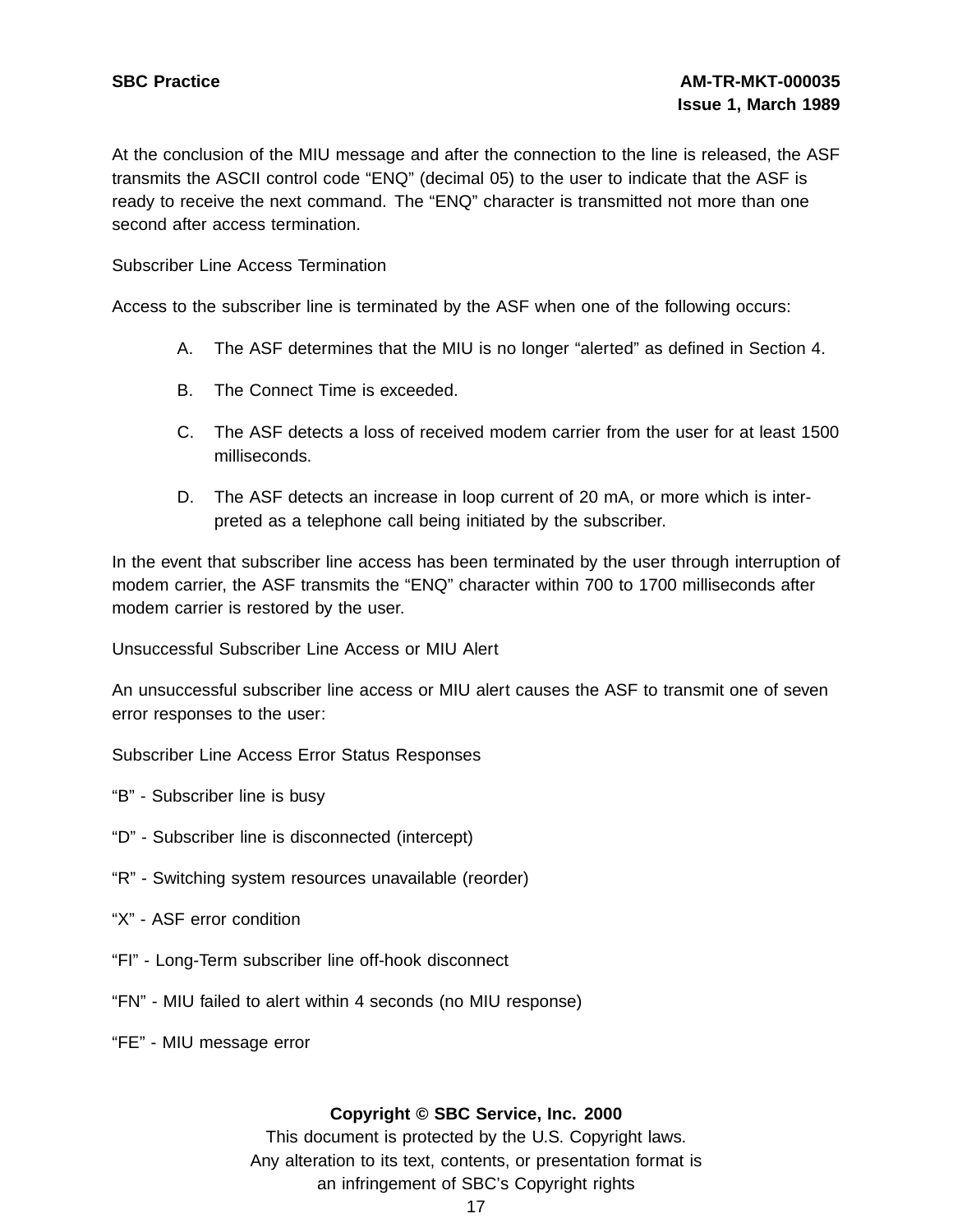At the conclusion of the MIU message and after the connection to the line is released, the ASF transmits the ASCII control code “ENQ” (decimal 05) to the user to indicate that the ASF is ready to receive the next command. The “ENQ” character is transmitted not more than one second after access termination.

Subscriber Line Access Termination

Access to the subscriber line is terminated by the ASF when one of the following occurs:

A. The ASF determines that the MIU is no longer “alerted” as defined in Section 4.

B. The Connect Time is exceeded.

C. The ASF detects a loss of received modem carrier from the user for at least 1500 milliseconds.

D. The ASF detects an increase in loop current of 20 mA, or more which is interpreted as a telephone call being initiated by the subscriber.

In the event that subscriber line access has been terminated by the user through interruption of modem carrier, the ASF transmits the “ENQ” character within 700 to 1700 milliseconds after modem carrier is restored by the user.

Unsuccessful Subscriber Line Access or MIU Alert

An unsuccessful subscriber line access or MIU alert causes the ASF to transmit one of seven error responses to the user:

Subscriber Line Access Error Status Responses

“B” - Subscriber line is busy

“D” - Subscriber line is disconnected (intercept)

“R” - Switching system resources unavailable (reorder)

“X” - ASF error condition

“FI” - Long-Term subscriber line off-hook disconnect

“FN” - MIU failed to alert within 4 seconds (no MIU response)

“FE” - MIU message error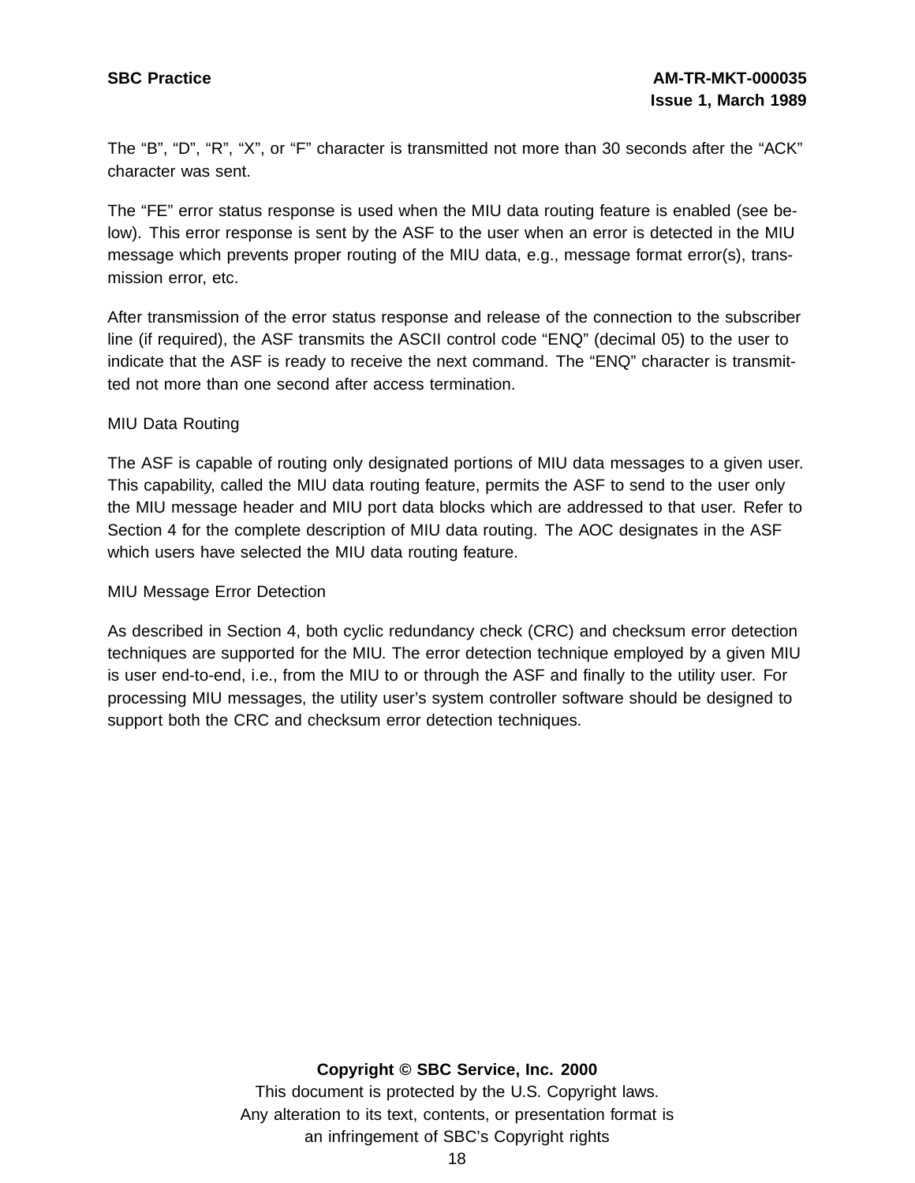The “B”, “D”, “R”, “X”, or “F” character is transmitted not more than 30 seconds after the “ACK” character was sent.

The “FE” error status response is used when the MIU data routing feature is enabled (see below). This error response is sent by the ASF to the user when an error is detected in the MIU message which prevents proper routing of the MIU data, e.g., message format error(s), transmission error, etc.

After transmission of the error status response and release of the connection to the subscriber line (if required), the ASF transmits the ASCII control code “ENQ” (decimal 05) to the user to indicate that the ASF is ready to receive the next command. The “ENQ” character is transmitted not more than one second after access termination.

MIU Data Routing

The ASF is capable of routing only designated portions of MIU data messages to a given user. This capability, called the MIU data routing feature, permits the ASF to send to the user only the MIU message header and MIU port data blocks which are addressed to that user. Refer to Section 4 for the complete description of MIU data routing. The AOC designates in the ASF which users have selected the MIU data routing feature.

MIU Message Error Detection

As described in Section 4, both cyclic redundancy check (CRC) and checksum error detection techniques are supported for the MIU. The error detection technique employed by a given MIU is user end-to-end, i.e., from the MIU to or through the ASF and finally to the utility user. For processing MIU messages, the utility user’s system controller software should be designed to support both the CRC and checksum error detection techniques.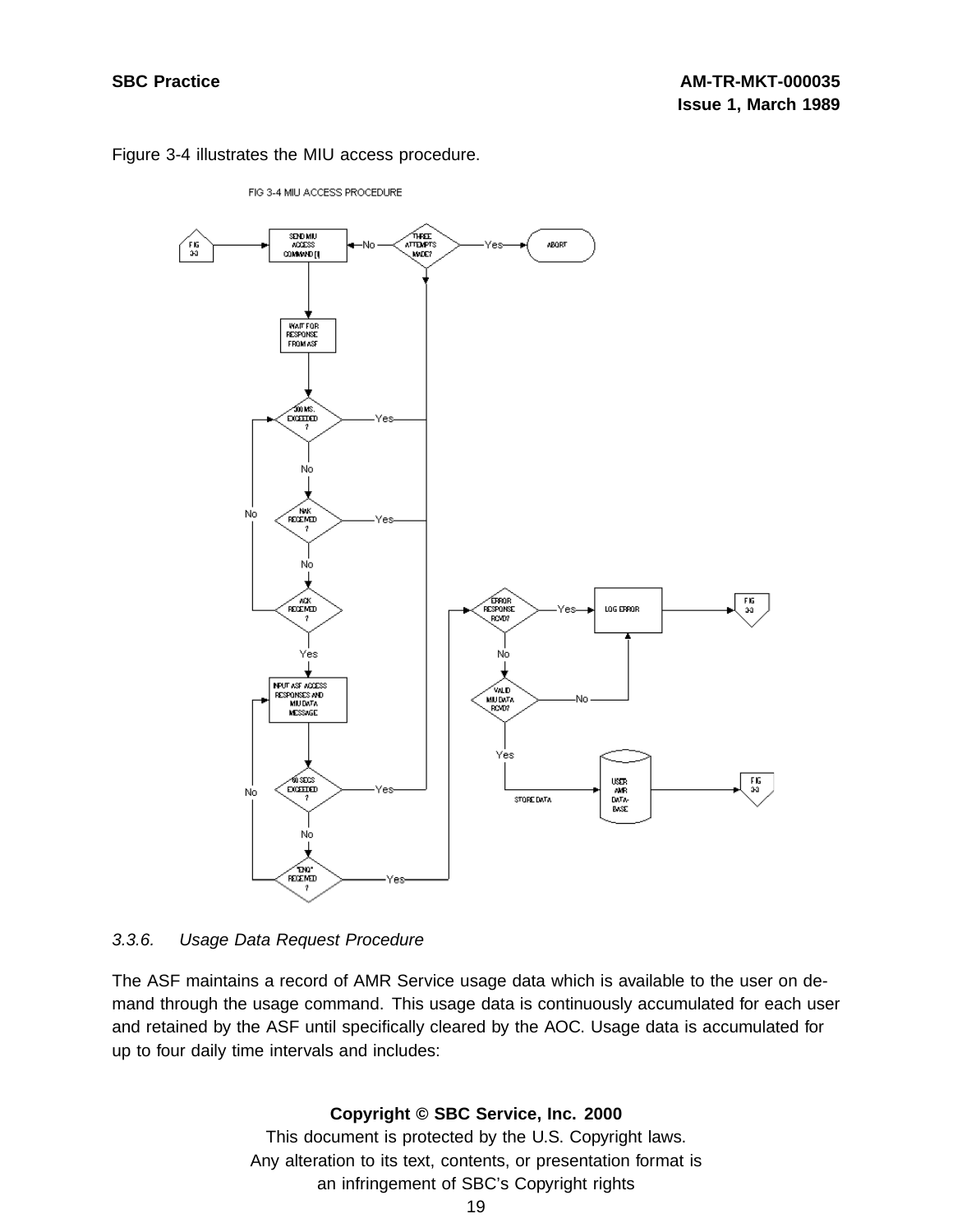Figure 3-4 illustrates the MIU access procedure.

### 3.3.6. *Usage Data Request Procedure*

The ASF maintains a record of AMR Service usage data which is available to the user on demand through the usage command. This usage data is continuously accumulated for each user and retained by the ASF until specifically cleared by the AOC. Usage data is accumulated for up to four daily time intervals and includes: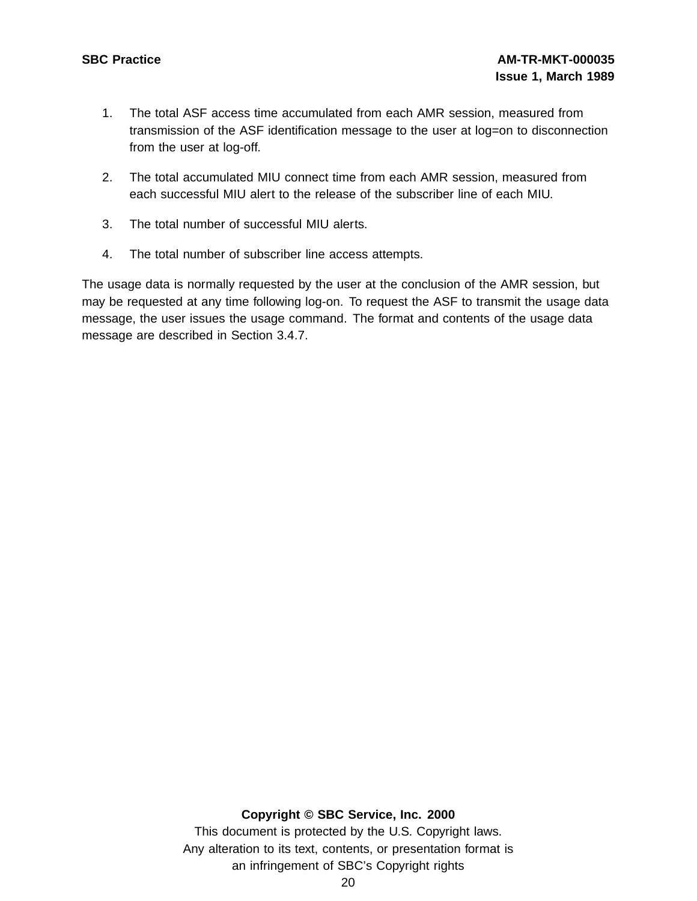1. The total ASF access time accumulated from each AMR session, measured from transmission of the ASF identification message to the user at log=on to disconnection from the user at log-off.

2. The total accumulated MIU connect time from each AMR session, measured from each successful MIU alert to the release of the subscriber line of each MIU.

3. The total number of successful MIU alerts.

4. The total number of subscriber line access attempts.

The usage data is normally requested by the user at the conclusion of the AMR session, but may be requested at any time following log-on. To request the ASF to transmit the usage data message, the user issues the usage command. The format and contents of the usage data message are described in Section 3.4.7.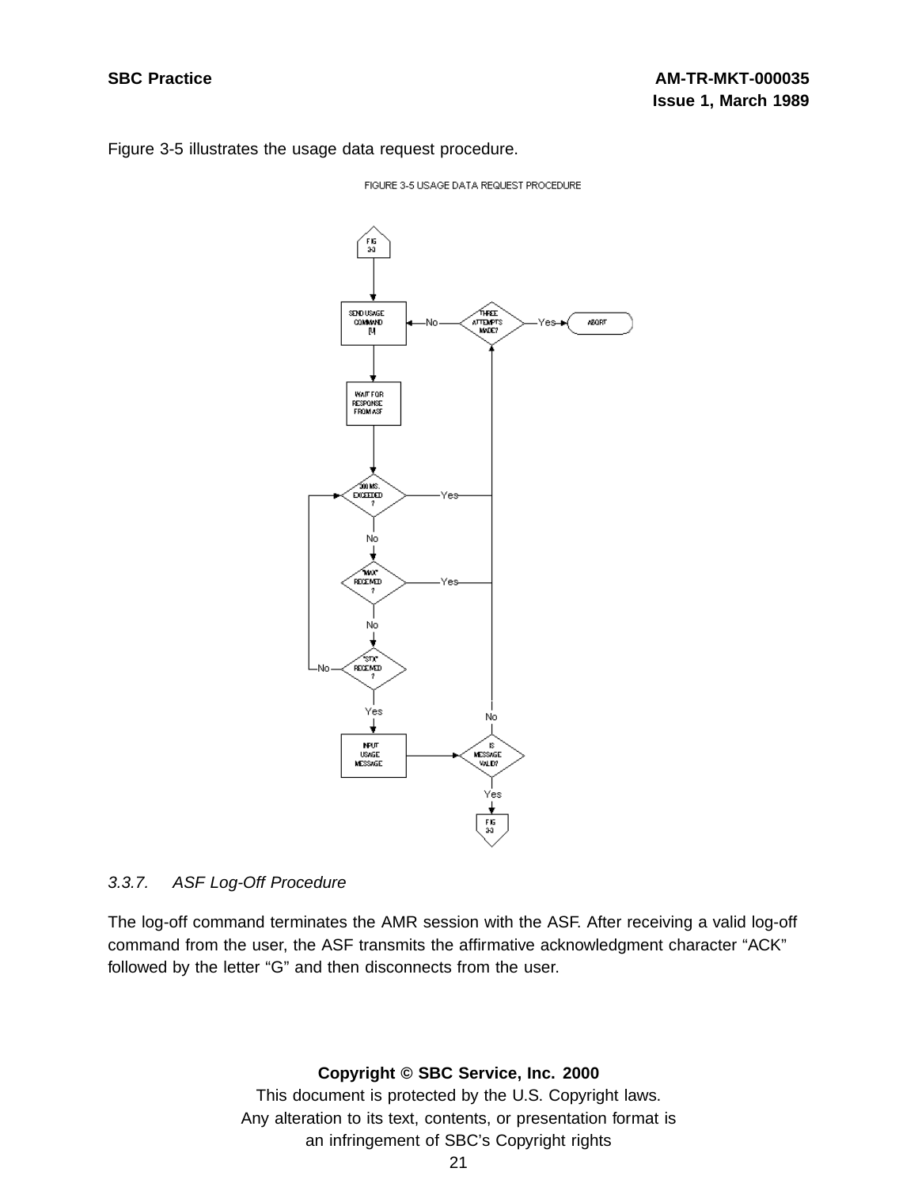Figure 3-5 illustrates the usage data request procedure.

FIGURE 3-5 USAGE DATA REQUEST PROCEDURE

FIG 3-3

SEND USAGE COMMAND [U]

THREE ATTEMPTS MADE?

ABORT

WAIT FOR RESPONSE FROM ASF

300 MS. EXCEEDED ?

"MAX" RECEIVED ?

"STX" RECEIVED ?

INPUT USAGE MESSAGE

IS MESSAGE VALID?

FIG 3-3

### 3.3.7. ASF Log-Off Procedure

The log-off command terminates the AMR session with the ASF. After receiving a valid log-off command from the user, the ASF transmits the affirmative acknowledgment character “ACK” followed by the letter “G” and then disconnects from the user.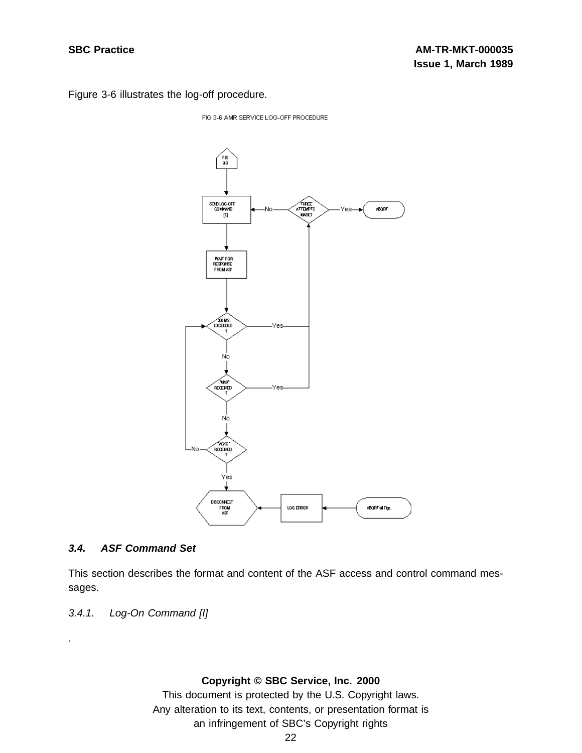Figure 3-6 illustrates the log-off procedure.

FIG 3-6 AMR SERVICE LOG-OFF PROCEDURE

### 3.4. *ASF Command Set*

This section describes the format and content of the ASF access and control command messages.

*3.4.1. Log-On Command [l]*

.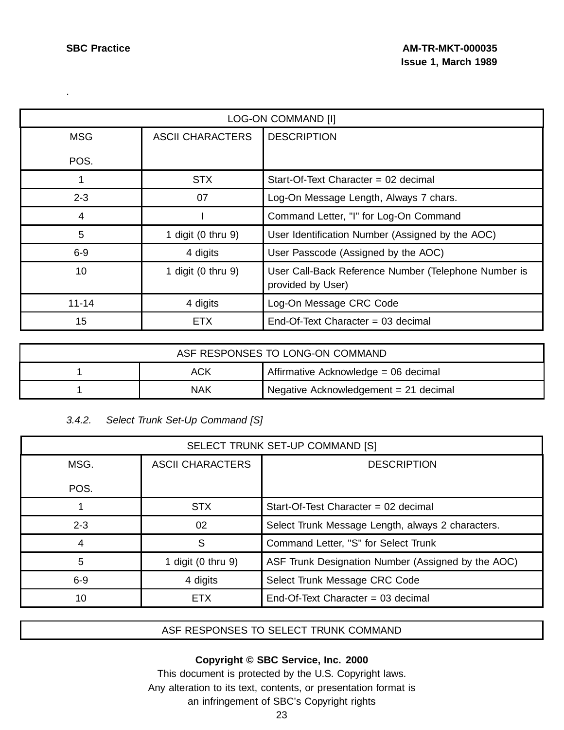.

| LOG-ON COMMAND [I] | | |
|---|---|---|
| MSG POS. | ASCII CHARACTERS | DESCRIPTION |
| 1 | STX | Start-Of-Text Character = 02 decimal |
| 2-3 | 07 | Log-On Message Length, Always 7 chars. |
| 4 | I | Command Letter, "I" for Log-On Command |
| 5 | 1 digit (0 thru 9) | User Identification Number (Assigned by the AOC) |
| 6-9 | 4 digits | User Passcode (Assigned by the AOC) |
| 10 | 1 digit (0 thru 9) | User Call-Back Reference Number (Telephone Number is provided by User) |
| 11-14 | 4 digits | Log-On Message CRC Code |
| 15 | ETX | End-Of-Text Character = 03 decimal |

| ASF RESPONSES TO LONG-ON COMMAND | | |
|---|---|---|
| 1 | ACK | Affirmative Acknowledge = 06 decimal |
| 1 | NAK | Negative Acknowledgement = 21 decimal |

*3.4.2. Select Trunk Set-Up Command [S]*

| SELECT TRUNK SET-UP COMMAND [S] | | |
|---|---|---|
| MSG. POS. | ASCII CHARACTERS | DESCRIPTION |
| 1 | STX | Start-Of-Test Character = 02 decimal |
| 2-3 | 02 | Select Trunk Message Length, always 2 characters. |
| 4 | S | Command Letter, "S" for Select Trunk |
| 5 | 1 digit (0 thru 9) | ASF Trunk Designation Number (Assigned by the AOC) |
| 6-9 | 4 digits | Select Trunk Message CRC Code |
| 10 | ETX | End-Of-Text Character = 03 decimal |

| ASF RESPONSES TO SELECT TRUNK COMMAND |
|---|

**Copyright © SBC Service, Inc. 2000**
This document is protected by the U.S. Copyright laws.
Any alteration to its text, contents, or presentation format is
an infringement of SBC's Copyright rights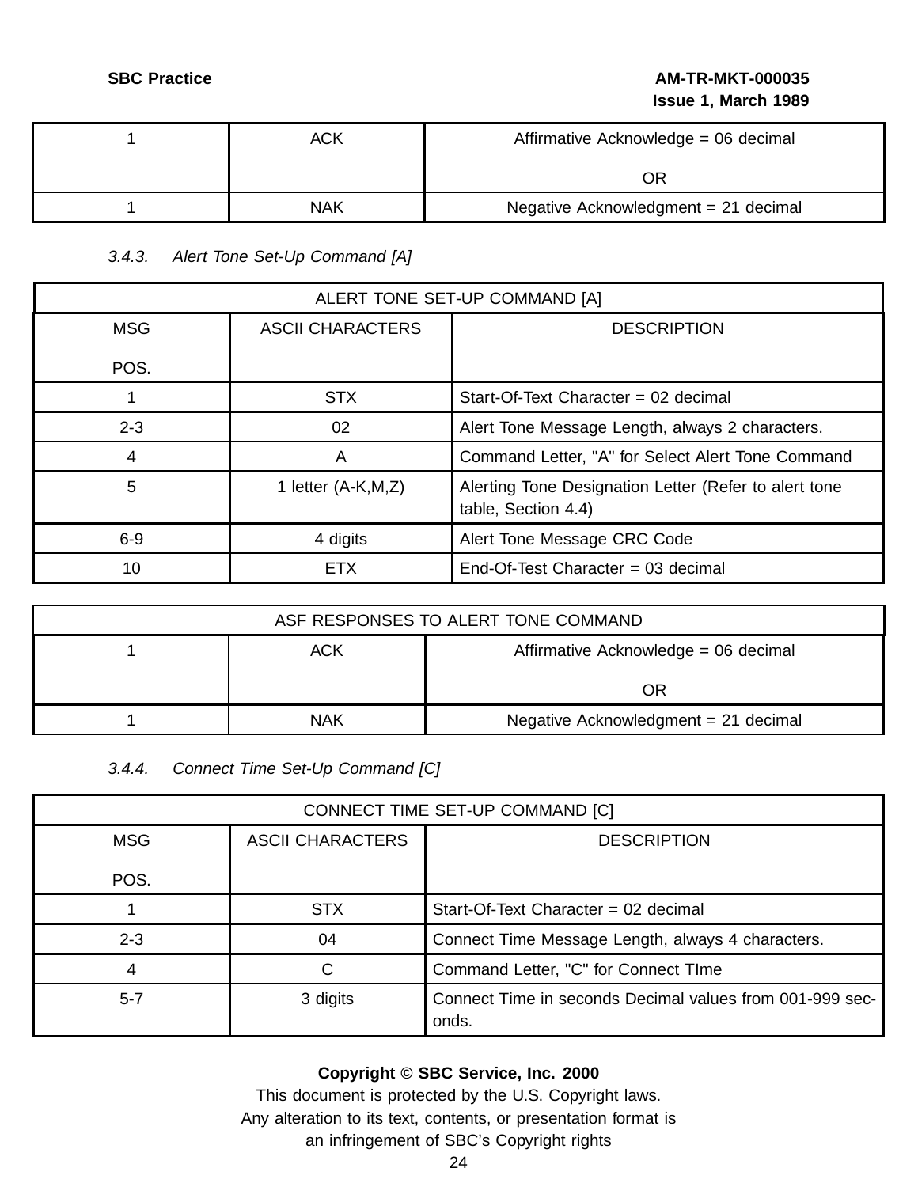| | | |
|---|---|---|
| 1 | ACK | Affirmative Acknowledge = 06 decimal<br><br>OR |
| 1 | NAK | Negative Acknowledgment = 21 decimal |

*3.4.3. Alert Tone Set-Up Command [A]*

| ALERT TONE SET-UP COMMAND [A] | | |
|---|---|---|
| MSG<br><br>POS. | ASCII CHARACTERS | DESCRIPTION |
| 1 | STX | Start-Of-Text Character = 02 decimal |
| 2-3 | 02 | Alert Tone Message Length, always 2 characters. |
| 4 | A | Command Letter, "A" for Select Alert Tone Command |
| 5 | 1 letter (A-K,M,Z) | Alerting Tone Designation Letter (Refer to alert tone table, Section 4.4) |
| 6-9 | 4 digits | Alert Tone Message CRC Code |
| 10 | ETX | End-Of-Test Character = 03 decimal |

| ASF RESPONSES TO ALERT TONE COMMAND | | |
|---|---|---|
| 1 | ACK | Affirmative Acknowledge = 06 decimal<br><br>OR |
| 1 | NAK | Negative Acknowledgment = 21 decimal |

*3.4.4. Connect Time Set-Up Command [C]*

| CONNECT TIME SET-UP COMMAND [C] | | |
|---|---|---|
| MSG<br><br>POS. | ASCII CHARACTERS | DESCRIPTION |
| 1 | STX | Start-Of-Text Character = 02 decimal |
| 2-3 | 04 | Connect Time Message Length, always 4 characters. |
| 4 | C | Command Letter, "C" for Connect TIme |
| 5-7 | 3 digits | Connect Time in seconds Decimal values from 001-999 seconds. |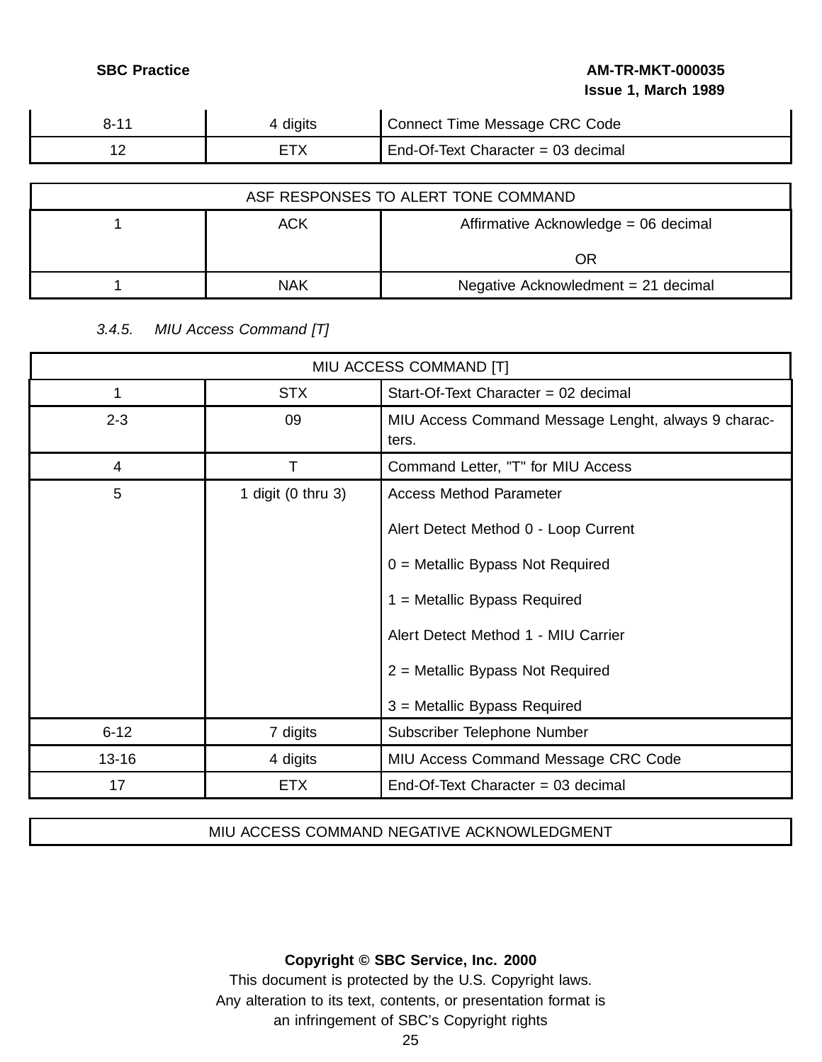| | | |
|---|---|---|
| 8-11 | 4 digits | Connect Time Message CRC Code |
| 12 | ETX | End-Of-Text Character = 03 decimal |

| ASF RESPONSES TO ALERT TONE COMMAND | | |
|---|---|---|
| 1 | ACK | Affirmative Acknowledge = 06 decimal<br><br>OR |
| 1 | NAK | Negative Acknowledment = 21 decimal |

*3.4.5. MIU Access Command [T]*

| MIU ACCESS COMMAND [T] | | |
|---|---|---|
| 1 | STX | Start-Of-Text Character = 02 decimal |
| 2-3 | 09 | MIU Access Command Message Lenght, always 9 characters. |
| 4 | T | Command Letter, "T" for MIU Access |
| 5 | 1 digit (0 thru 3) | Access Method Parameter<br><br>Alert Detect Method 0 - Loop Current<br><br>0 = Metallic Bypass Not Required<br><br>1 = Metallic Bypass Required<br><br>Alert Detect Method 1 - MIU Carrier<br><br>2 = Metallic Bypass Not Required<br><br>3 = Metallic Bypass Required |
| 6-12 | 7 digits | Subscriber Telephone Number |
| 13-16 | 4 digits | MIU Access Command Message CRC Code |
| 17 | ETX | End-Of-Text Character = 03 decimal |

| MIU ACCESS COMMAND NEGATIVE ACKNOWLEDGMENT |
|---|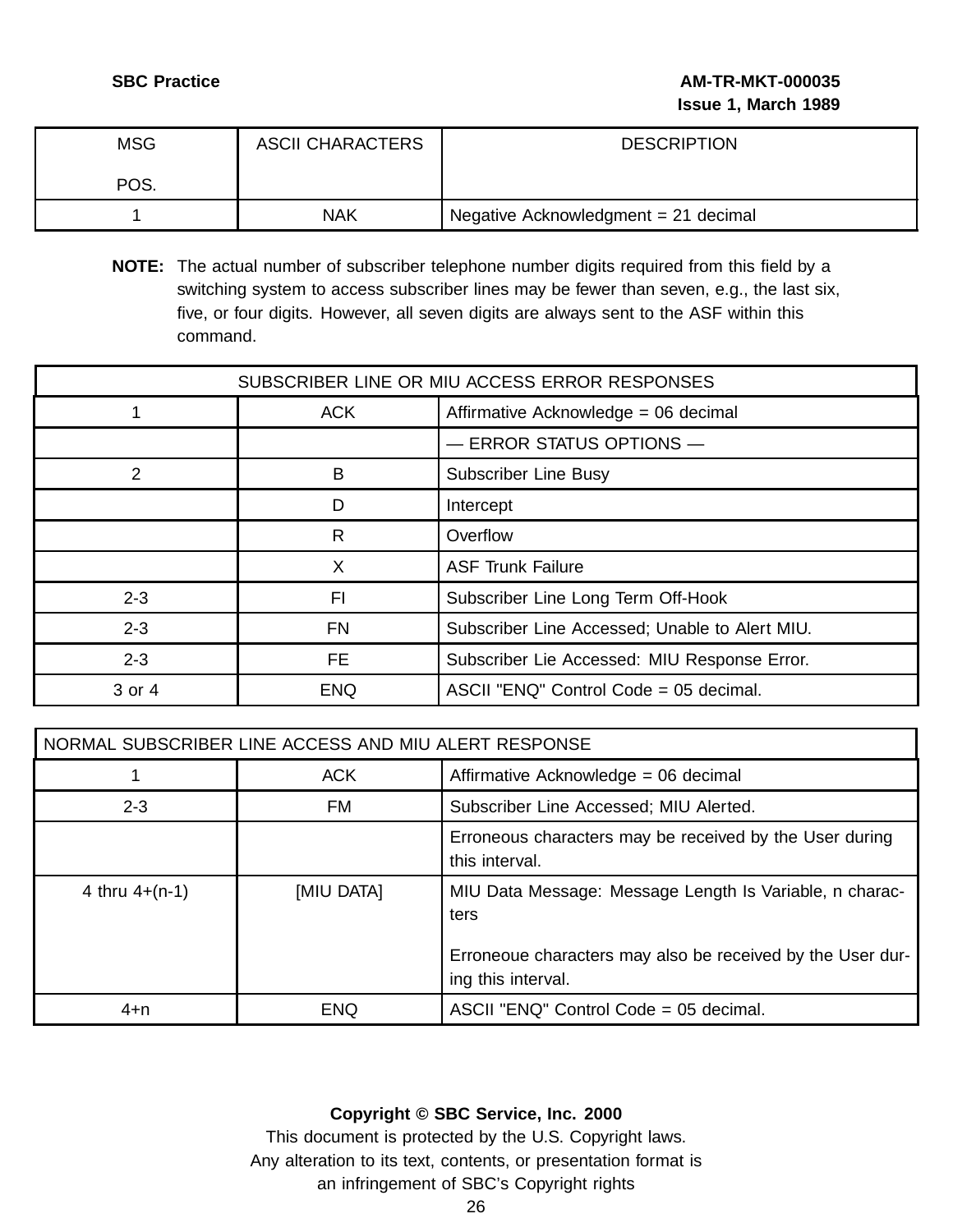| MSG POS. | ASCII CHARACTERS | DESCRIPTION |
|---|---|---|
| 1 | NAK | Negative Acknowledgment = 21 decimal |

**NOTE:** The actual number of subscriber telephone number digits required from this field by a switching system to access subscriber lines may be fewer than seven, e.g., the last six, five, or four digits. However, all seven digits are always sent to the ASF within this command.

| SUBSCRIBER LINE OR MIU ACCESS ERROR RESPONSES | | |
|---|---|---|
| 1 | ACK | Affirmative Acknowledge = 06 decimal |
| | | — ERROR STATUS OPTIONS — |
| 2 | B | Subscriber Line Busy |
| | D | Intercept |
| | R | Overflow |
| | X | ASF Trunk Failure |
| 2-3 | FI | Subscriber Line Long Term Off-Hook |
| 2-3 | FN | Subscriber Line Accessed; Unable to Alert MIU. |
| 2-3 | FE | Subscriber Lie Accessed: MIU Response Error. |
| 3 or 4 | ENQ | ASCII "ENQ" Control Code = 05 decimal. |

| NORMAL SUBSCRIBER LINE ACCESS AND MIU ALERT RESPONSE | | |
|---|---|---|
| 1 | ACK | Affirmative Acknowledge = 06 decimal |
| 2-3 | FM | Subscriber Line Accessed; MIU Alerted. |
| | | Erroneous characters may be received by the User during this interval. |
| 4 thru 4+(n-1) | [MIU DATA] | MIU Data Message: Message Length Is Variable, n characters<br><br>Erroneoue characters may also be received by the User during this interval. |
| 4+n | ENQ | ASCII "ENQ" Control Code = 05 decimal. |

**Copyright © SBC Service, Inc. 2000**
This document is protected by the U.S. Copyright laws.
Any alteration to its text, contents, or presentation format is
an infringement of SBC's Copyright rights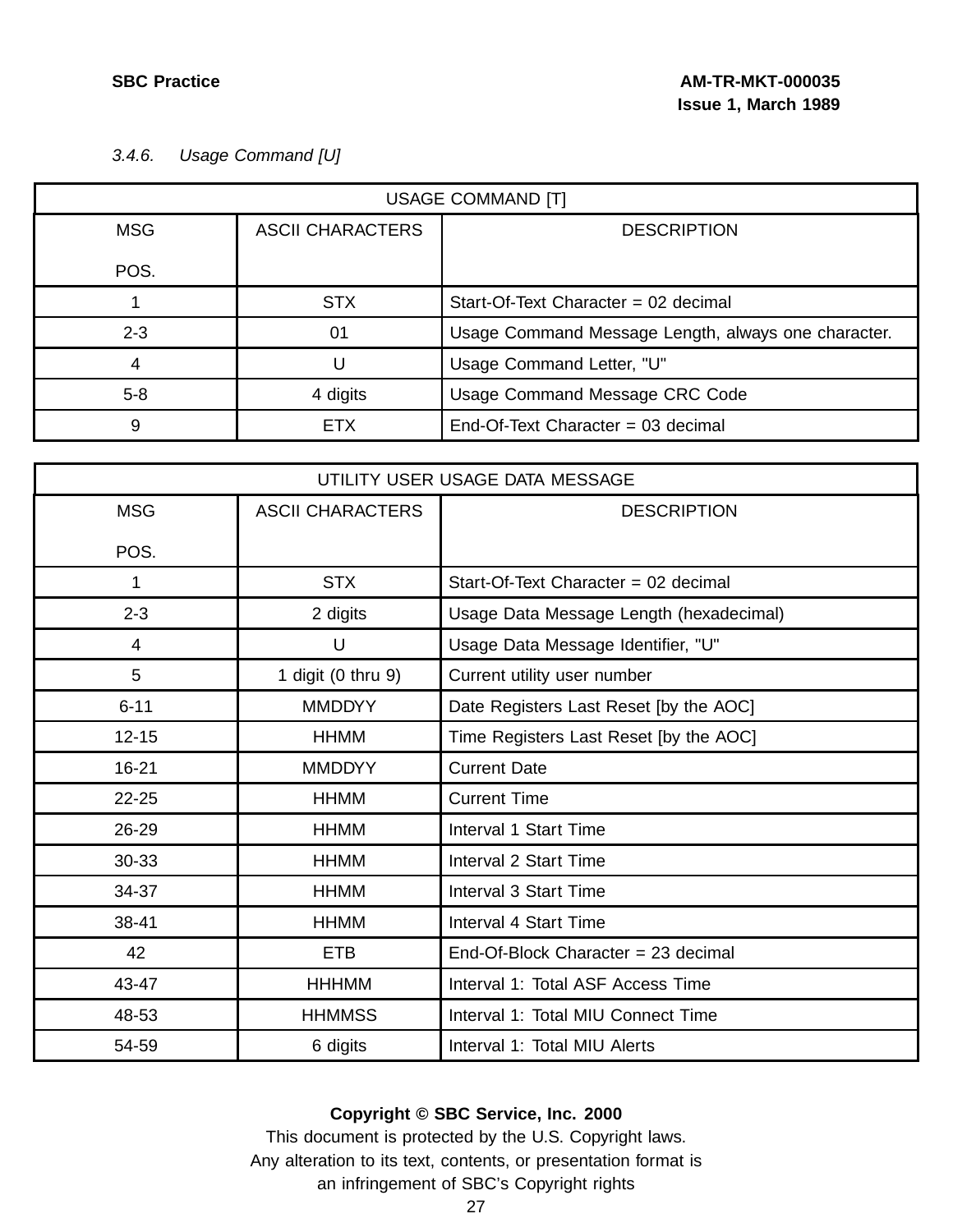*3.4.6. Usage Command [U]*

| USAGE COMMAND [T] | | |
|---|---|---|
| MSG POS. | ASCII CHARACTERS | DESCRIPTION |
| 1 | STX | Start-Of-Text Character = 02 decimal |
| 2-3 | 01 | Usage Command Message Length, always one character. |
| 4 | U | Usage Command Letter, "U" |
| 5-8 | 4 digits | Usage Command Message CRC Code |
| 9 | ETX | End-Of-Text Character = 03 decimal |

| UTILITY USER USAGE DATA MESSAGE | | |
|---|---|---|
| MSG POS. | ASCII CHARACTERS | DESCRIPTION |
| 1 | STX | Start-Of-Text Character = 02 decimal |
| 2-3 | 2 digits | Usage Data Message Length (hexadecimal) |
| 4 | U | Usage Data Message Identifier, "U" |
| 5 | 1 digit (0 thru 9) | Current utility user number |
| 6-11 | MMDDYY | Date Registers Last Reset [by the AOC] |
| 12-15 | HHMM | Time Registers Last Reset [by the AOC] |
| 16-21 | MMDDYY | Current Date |
| 22-25 | HHMM | Current Time |
| 26-29 | HHMM | Interval 1 Start Time |
| 30-33 | HHMM | Interval 2 Start Time |
| 34-37 | HHMM | Interval 3 Start Time |
| 38-41 | HHMM | Interval 4 Start Time |
| 42 | ETB | End-Of-Block Character = 23 decimal |
| 43-47 | HHHMM | Interval 1: Total ASF Access Time |
| 48-53 | HHMMSS | Interval 1: Total MIU Connect Time |
| 54-59 | 6 digits | Interval 1: Total MIU Alerts |

**Copyright © SBC Service, Inc. 2000**

This document is protected by the U.S. Copyright laws.
Any alteration to its text, contents, or presentation format is
an infringement of SBC's Copyright rights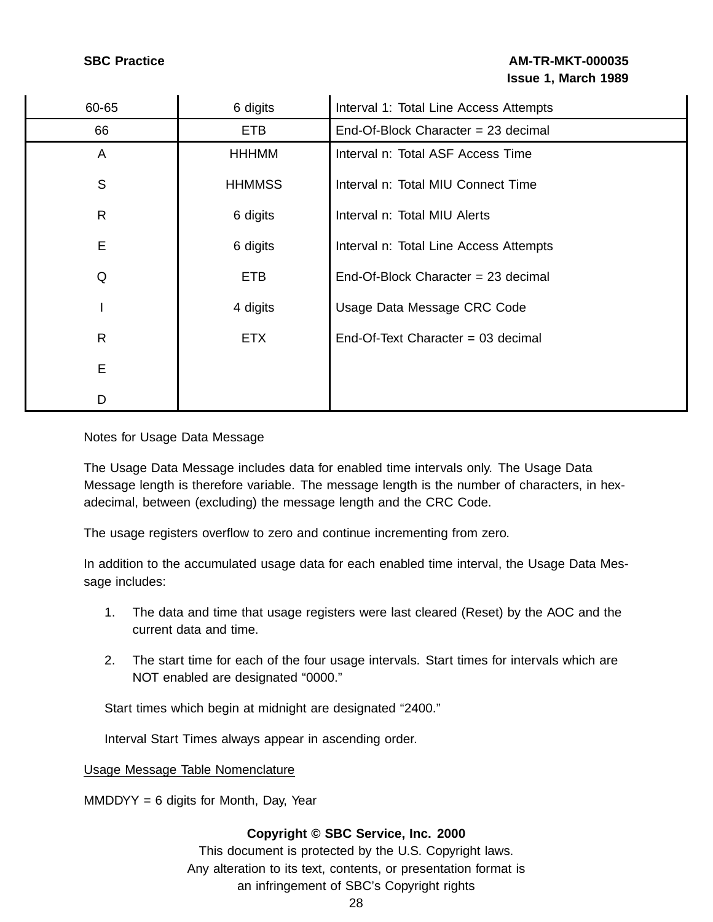| | | |
|---|---|---|
| 60-65 | 6 digits | Interval 1: Total Line Access Attempts |
| 66 | ETB | End-Of-Block Character = 23 decimal |
| A | HHHMM | Interval n: Total ASF Access Time |
| S | HHMMSS | Interval n: Total MIU Connect Time |
| R | 6 digits | Interval n: Total MIU Alerts |
| E | 6 digits | Interval n: Total Line Access Attempts |
| Q | ETB | End-Of-Block Character = 23 decimal |
| I | 4 digits | Usage Data Message CRC Code |
| R | ETX | End-Of-Text Character = 03 decimal |
| E | | |
| D | | |

Notes for Usage Data Message

The Usage Data Message includes data for enabled time intervals only. The Usage Data Message length is therefore variable. The message length is the number of characters, in hexadecimal, between (excluding) the message length and the CRC Code.

The usage registers overflow to zero and continue incrementing from zero.

In addition to the accumulated usage data for each enabled time interval, the Usage Data Message includes:

1. The data and time that usage registers were last cleared (Reset) by the AOC and the current data and time.

2. The start time for each of the four usage intervals. Start times for intervals which are NOT enabled are designated “0000.”

   Start times which begin at midnight are designated “2400.”

   Interval Start Times always appear in ascending order.

<u>Usage Message Table Nomenclature</u>

MMDDYY = 6 digits for Month, Day, Year

**Copyright © SBC Service, Inc. 2000**
This document is protected by the U.S. Copyright laws.
Any alteration to its text, contents, or presentation format is
an infringement of SBC’s Copyright rights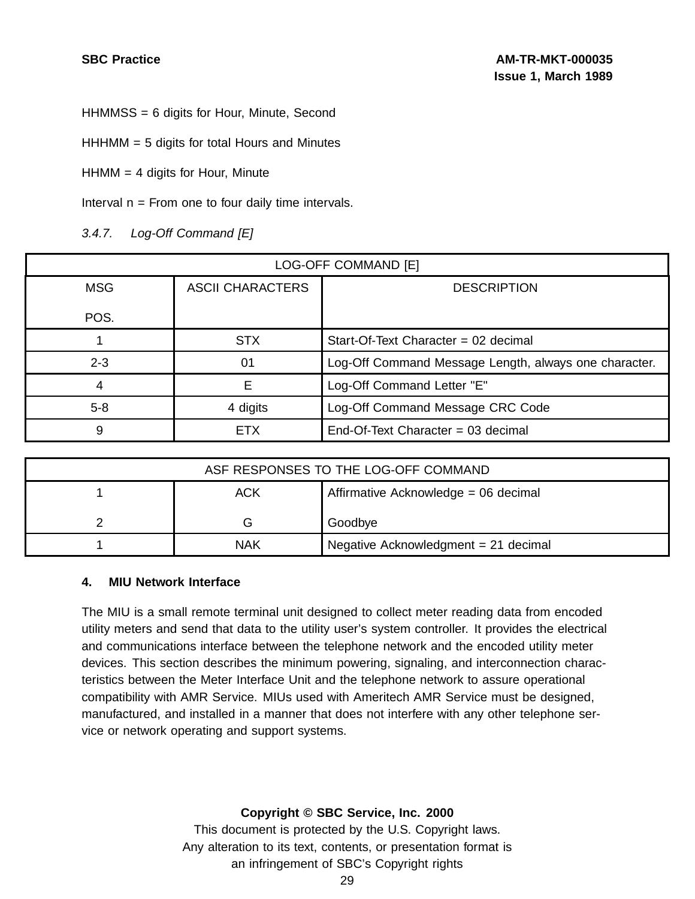HHMMSS = 6 digits for Hour, Minute, Second

HHHMM = 5 digits for total Hours and Minutes

HHMM = 4 digits for Hour, Minute

Interval n = From one to four daily time intervals.

*3.4.7. Log-Off Command [E]*

| LOG-OFF COMMAND [E] | | |
|---|---|---|
| MSG POS. | ASCII CHARACTERS | DESCRIPTION |
| 1 | STX | Start-Of-Text Character = 02 decimal |
| 2-3 | 01 | Log-Off Command Message Length, always one character. |
| 4 | E | Log-Off Command Letter "E" |
| 5-8 | 4 digits | Log-Off Command Message CRC Code |
| 9 | ETX | End-Of-Text Character = 03 decimal |

| ASF RESPONSES TO THE LOG-OFF COMMAND | | |
|---|---|---|
| 1<br>2 | ACK<br>G | Affirmative Acknowledge = 06 decimal<br>Goodbye |
| 1 | NAK | Negative Acknowledgment = 21 decimal |

## 4. MIU Network Interface

The MIU is a small remote terminal unit designed to collect meter reading data from encoded utility meters and send that data to the utility user's system controller. It provides the electrical and communications interface between the telephone network and the encoded utility meter devices. This section describes the minimum powering, signaling, and interconnection characteristics between the Meter Interface Unit and the telephone network to assure operational compatibility with AMR Service. MIUs used with Ameritech AMR Service must be designed, manufactured, and installed in a manner that does not interfere with any other telephone service or network operating and support systems.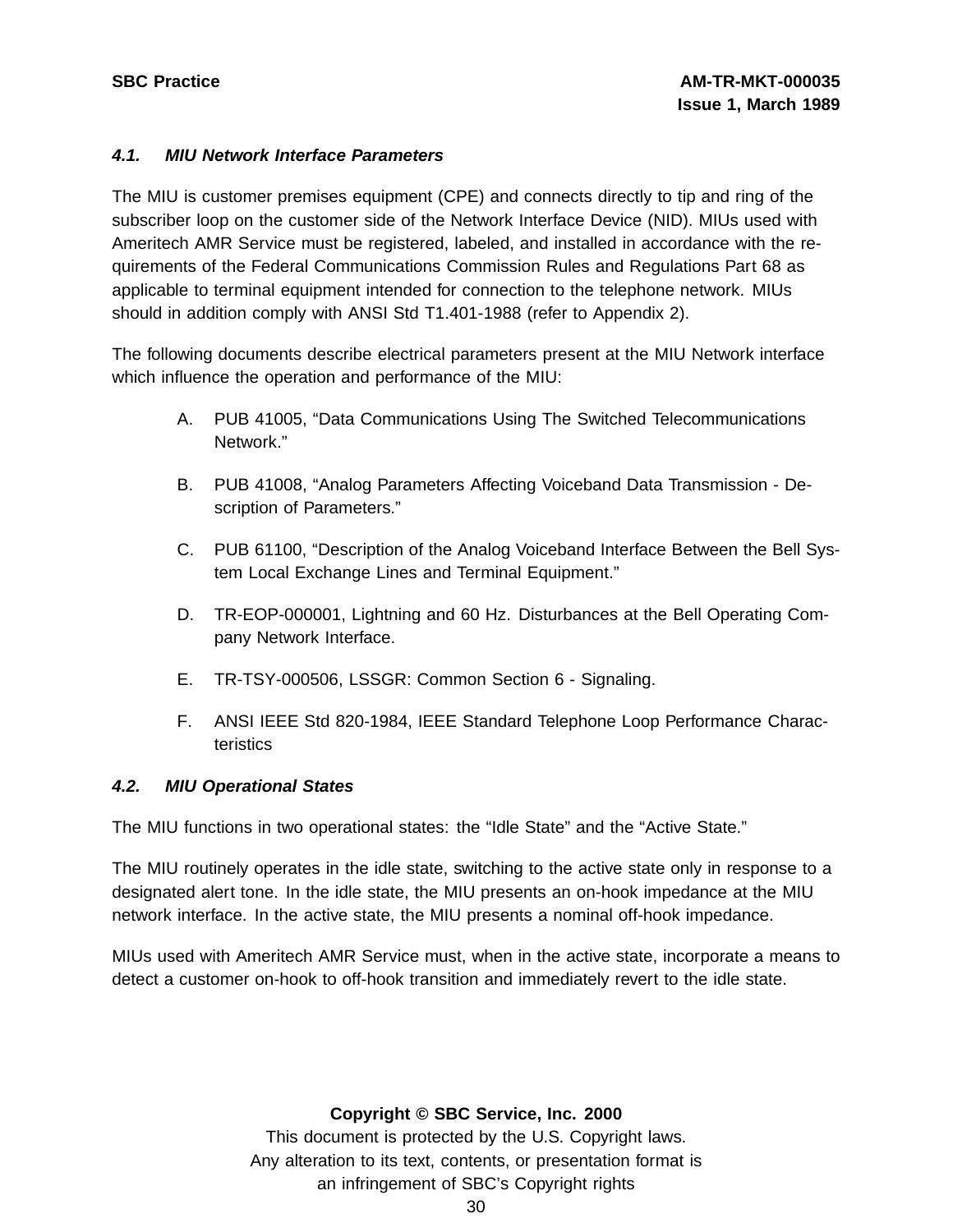### *4.1. MIU Network Interface Parameters*

The MIU is customer premises equipment (CPE) and connects directly to tip and ring of the subscriber loop on the customer side of the Network Interface Device (NID). MIUs used with Ameritech AMR Service must be registered, labeled, and installed in accordance with the requirements of the Federal Communications Commission Rules and Regulations Part 68 as applicable to terminal equipment intended for connection to the telephone network. MIUs should in addition comply with ANSI Std T1.401-1988 (refer to Appendix 2).

The following documents describe electrical parameters present at the MIU Network interface which influence the operation and performance of the MIU:

A. PUB 41005, “Data Communications Using The Switched Telecommunications Network.”

B. PUB 41008, “Analog Parameters Affecting Voiceband Data Transmission - Description of Parameters.”

C. PUB 61100, “Description of the Analog Voiceband Interface Between the Bell System Local Exchange Lines and Terminal Equipment.”

D. TR-EOP-000001, Lightning and 60 Hz. Disturbances at the Bell Operating Company Network Interface.

E. TR-TSY-000506, LSSGR: Common Section 6 - Signaling.

F. ANSI IEEE Std 820-1984, IEEE Standard Telephone Loop Performance Characteristics

### *4.2. MIU Operational States*

The MIU functions in two operational states: the “Idle State” and the “Active State.”

The MIU routinely operates in the idle state, switching to the active state only in response to a designated alert tone. In the idle state, the MIU presents an on-hook impedance at the MIU network interface. In the active state, the MIU presents a nominal off-hook impedance.

MIUs used with Ameritech AMR Service must, when in the active state, incorporate a means to detect a customer on-hook to off-hook transition and immediately revert to the idle state.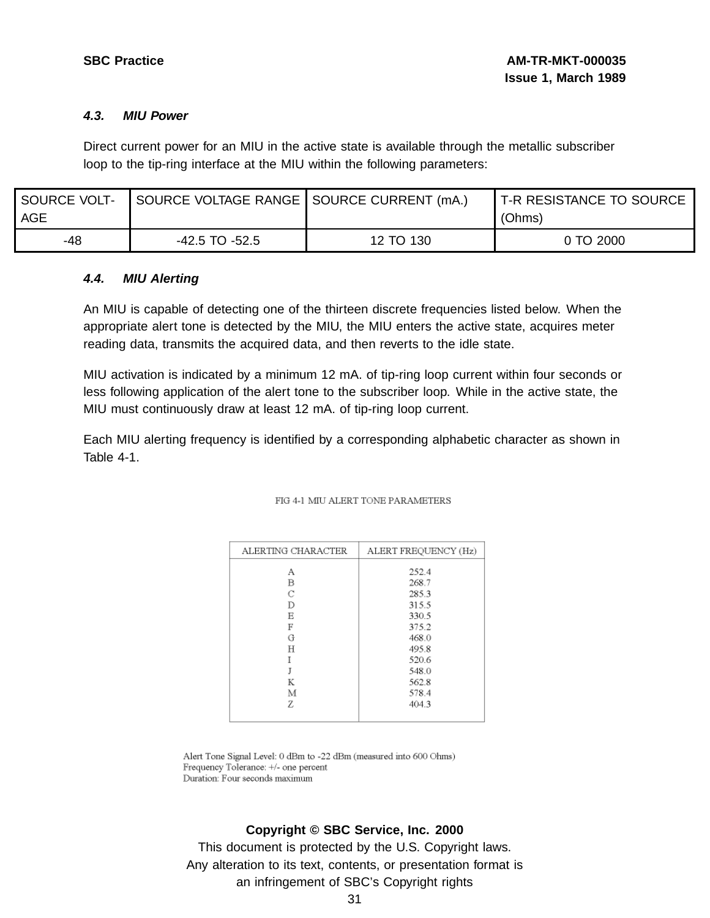### 4.3. MIU Power

Direct current power for an MIU in the active state is available through the metallic subscriber loop to the tip-ring interface at the MIU within the following parameters:

| SOURCE VOLTAGE | SOURCE VOLTAGE RANGE | SOURCE CURRENT (mA.) | T-R RESISTANCE TO SOURCE (Ohms) |
|---|---|---|---|
| -48 | -42.5 TO -52.5 | 12 TO 130 | 0 TO 2000 |

### 4.4. MIU Alerting

An MIU is capable of detecting one of the thirteen discrete frequencies listed below. When the appropriate alert tone is detected by the MIU, the MIU enters the active state, acquires meter reading data, transmits the acquired data, and then reverts to the idle state.

MIU activation is indicated by a minimum 12 mA. of tip-ring loop current within four seconds or less following application of the alert tone to the subscriber loop. While in the active state, the MIU must continuously draw at least 12 mA. of tip-ring loop current.

Each MIU alerting frequency is identified by a corresponding alphabetic character as shown in Table 4-1.

FIG 4-1 MIU ALERT TONE PARAMETERS

| ALERTING CHARACTER | ALERT FREQUENCY (Hz) |
|---|---|
| A | 252.4 |
| B | 268.7 |
| C | 285.3 |
| D | 315.5 |
| E | 330.5 |
| F | 375.2 |
| G | 468.0 |
| H | 495.8 |
| I | 520.6 |
| J | 548.0 |
| K | 562.8 |
| M | 578.4 |
| Z | 404.3 |

Alert Tone Signal Level: 0 dBm to -22 dBm (measured into 600 Ohms)
Frequency Tolerance: +/- one percent
Duration: Four seconds maximum

**Copyright © SBC Service, Inc. 2000**
This document is protected by the U.S. Copyright laws.
Any alteration to its text, contents, or presentation format is an infringement of SBC's Copyright rights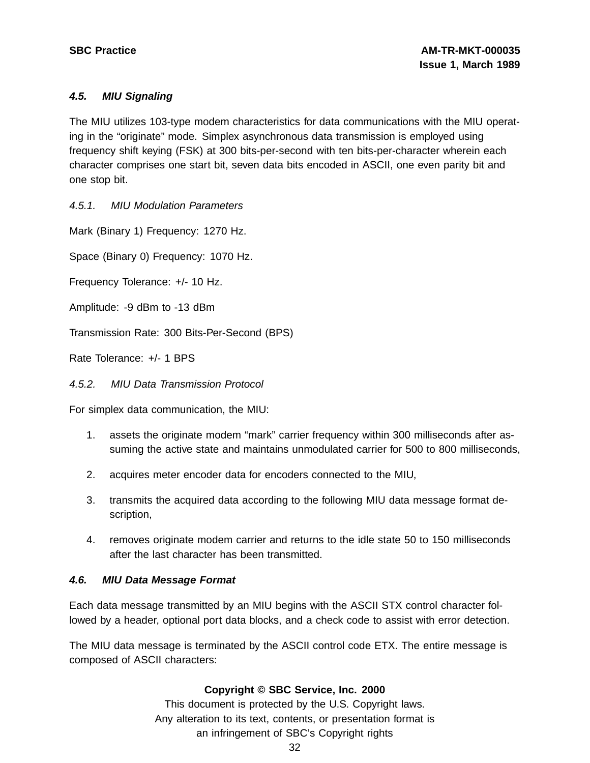### 4.5. MIU Signaling

The MIU utilizes 103-type modem characteristics for data communications with the MIU operating in the "originate" mode. Simplex asynchronous data transmission is employed using frequency shift keying (FSK) at 300 bits-per-second with ten bits-per-character wherein each character comprises one start bit, seven data bits encoded in ASCII, one even parity bit and one stop bit.

#### 4.5.1. MIU Modulation Parameters

Mark (Binary 1) Frequency: 1270 Hz.

Space (Binary 0) Frequency: 1070 Hz.

Frequency Tolerance: +/- 10 Hz.

Amplitude: -9 dBm to -13 dBm

Transmission Rate: 300 Bits-Per-Second (BPS)

Rate Tolerance: +/- 1 BPS

#### 4.5.2. MIU Data Transmission Protocol

For simplex data communication, the MIU:

1. assets the originate modem "mark" carrier frequency within 300 milliseconds after assuming the active state and maintains unmodulated carrier for 500 to 800 milliseconds,
2. acquires meter encoder data for encoders connected to the MIU,
3. transmits the acquired data according to the following MIU data message format description,
4. removes originate modem carrier and returns to the idle state 50 to 150 milliseconds after the last character has been transmitted.

### 4.6. MIU Data Message Format

Each data message transmitted by an MIU begins with the ASCII STX control character followed by a header, optional port data blocks, and a check code to assist with error detection.

The MIU data message is terminated by the ASCII control code ETX. The entire message is composed of ASCII characters:

**Copyright © SBC Service, Inc. 2000**
This document is protected by the U.S. Copyright laws.
Any alteration to its text, contents, or presentation format is
an infringement of SBC's Copyright rights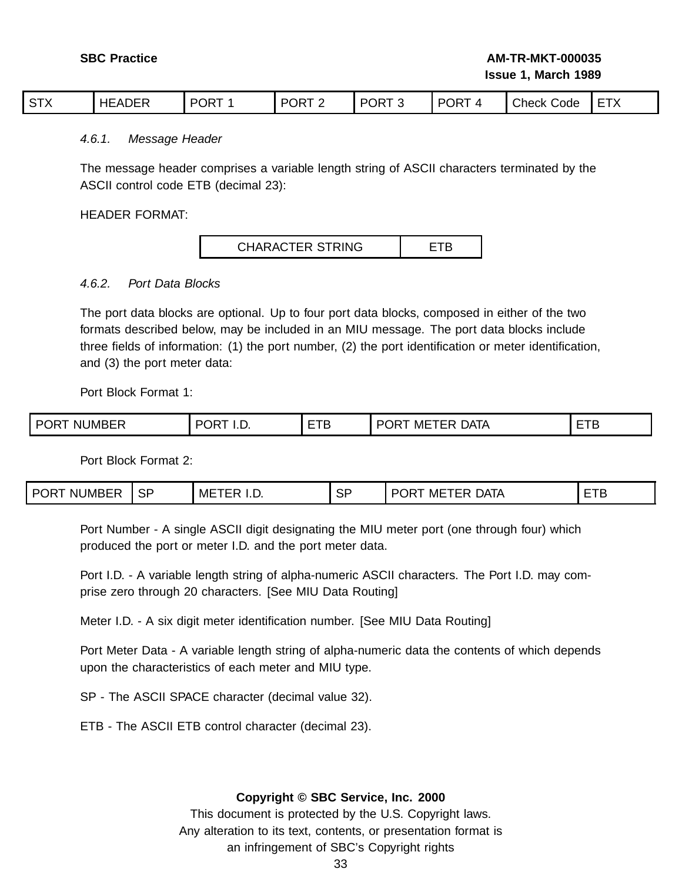| STX | HEADER | PORT 1 | PORT 2 | PORT 3 | PORT 4 | Check Code | ETX |
|---|---|---|---|---|---|---|---|

#### *4.6.1. Message Header*

The message header comprises a variable length string of ASCII characters terminated by the ASCII control code ETB (decimal 23):

HEADER FORMAT:

| CHARACTER STRING | ETB |
|---|---|

#### *4.6.2. Port Data Blocks*

The port data blocks are optional. Up to four port data blocks, composed in either of the two formats described below, may be included in an MIU message. The port data blocks include three fields of information: (1) the port number, (2) the port identification or meter identification, and (3) the port meter data:

Port Block Format 1:

| PORT NUMBER | PORT I.D. | ETB | PORT METER DATA | ETB |
|---|---|---|---|---|

Port Block Format 2:

| PORT NUMBER | SP | METER I.D. | SP | PORT METER DATA | ETB |
|---|---|---|---|---|---|

Port Number - A single ASCII digit designating the MIU meter port (one through four) which produced the port or meter I.D. and the port meter data.

Port I.D. - A variable length string of alpha-numeric ASCII characters. The Port I.D. may comprise zero through 20 characters. [See MIU Data Routing]

Meter I.D. - A six digit meter identification number. [See MIU Data Routing]

Port Meter Data - A variable length string of alpha-numeric data the contents of which depends upon the characteristics of each meter and MIU type.

SP - The ASCII SPACE character (decimal value 32).

ETB - The ASCII ETB control character (decimal 23).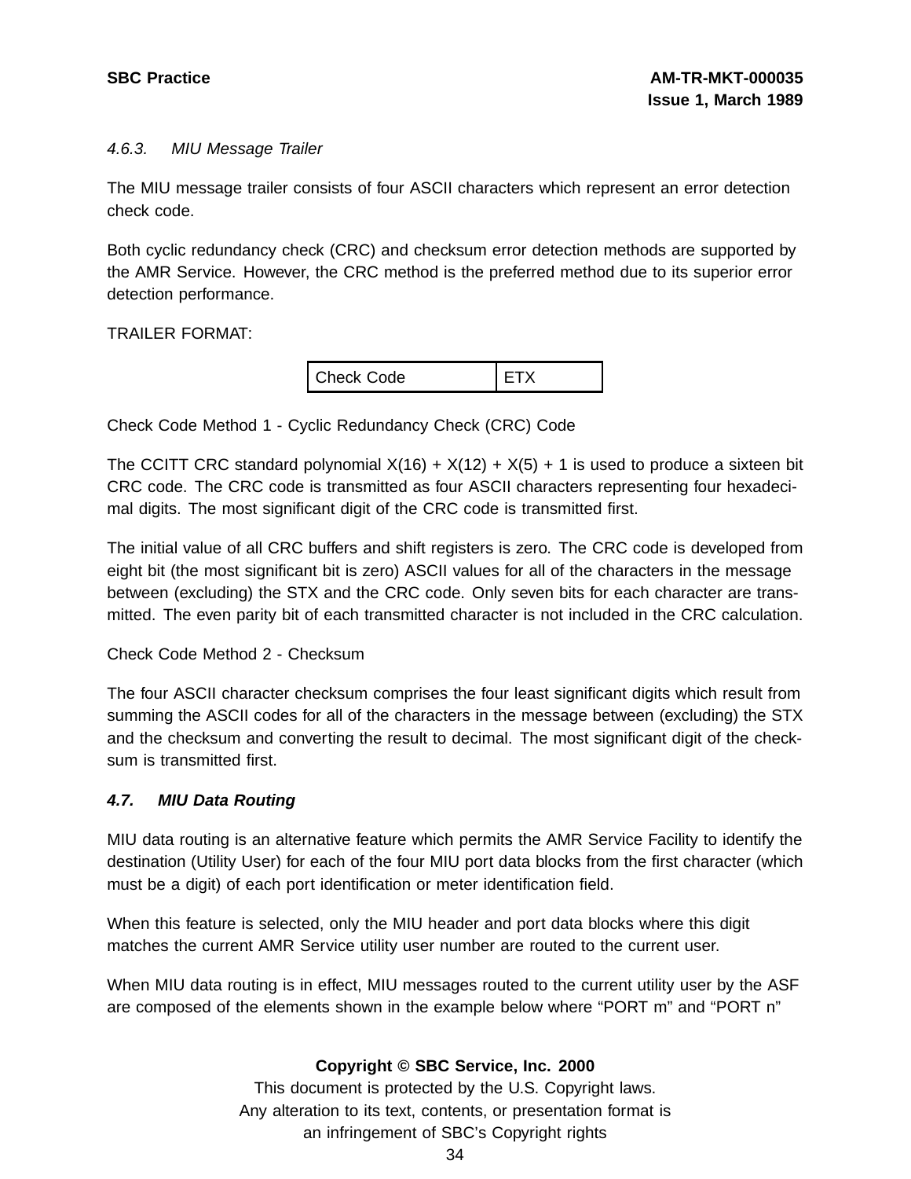#### 4.6.3. MIU Message Trailer

The MIU message trailer consists of four ASCII characters which represent an error detection check code.

Both cyclic redundancy check (CRC) and checksum error detection methods are supported by the AMR Service. However, the CRC method is the preferred method due to its superior error detection performance.

TRAILER FORMAT:

| Check Code | ETX |
|---|---|

Check Code Method 1 - Cyclic Redundancy Check (CRC) Code

The CCITT CRC standard polynomial $X(16) + X(12) + X(5) + 1$ is used to produce a sixteen bit CRC code. The CRC code is transmitted as four ASCII characters representing four hexadecimal digits. The most significant digit of the CRC code is transmitted first.

The initial value of all CRC buffers and shift registers is zero. The CRC code is developed from eight bit (the most significant bit is zero) ASCII values for all of the characters in the message between (excluding) the STX and the CRC code. Only seven bits for each character are transmitted. The even parity bit of each transmitted character is not included in the CRC calculation.

Check Code Method 2 - Checksum

The four ASCII character checksum comprises the four least significant digits which result from summing the ASCII codes for all of the characters in the message between (excluding) the STX and the checksum and converting the result to decimal. The most significant digit of the checksum is transmitted first.

### 4.7. MIU Data Routing

MIU data routing is an alternative feature which permits the AMR Service Facility to identify the destination (Utility User) for each of the four MIU port data blocks from the first character (which must be a digit) of each port identification or meter identification field.

When this feature is selected, only the MIU header and port data blocks where this digit matches the current AMR Service utility user number are routed to the current user.

When MIU data routing is in effect, MIU messages routed to the current utility user by the ASF are composed of the elements shown in the example below where “PORT m” and “PORT n”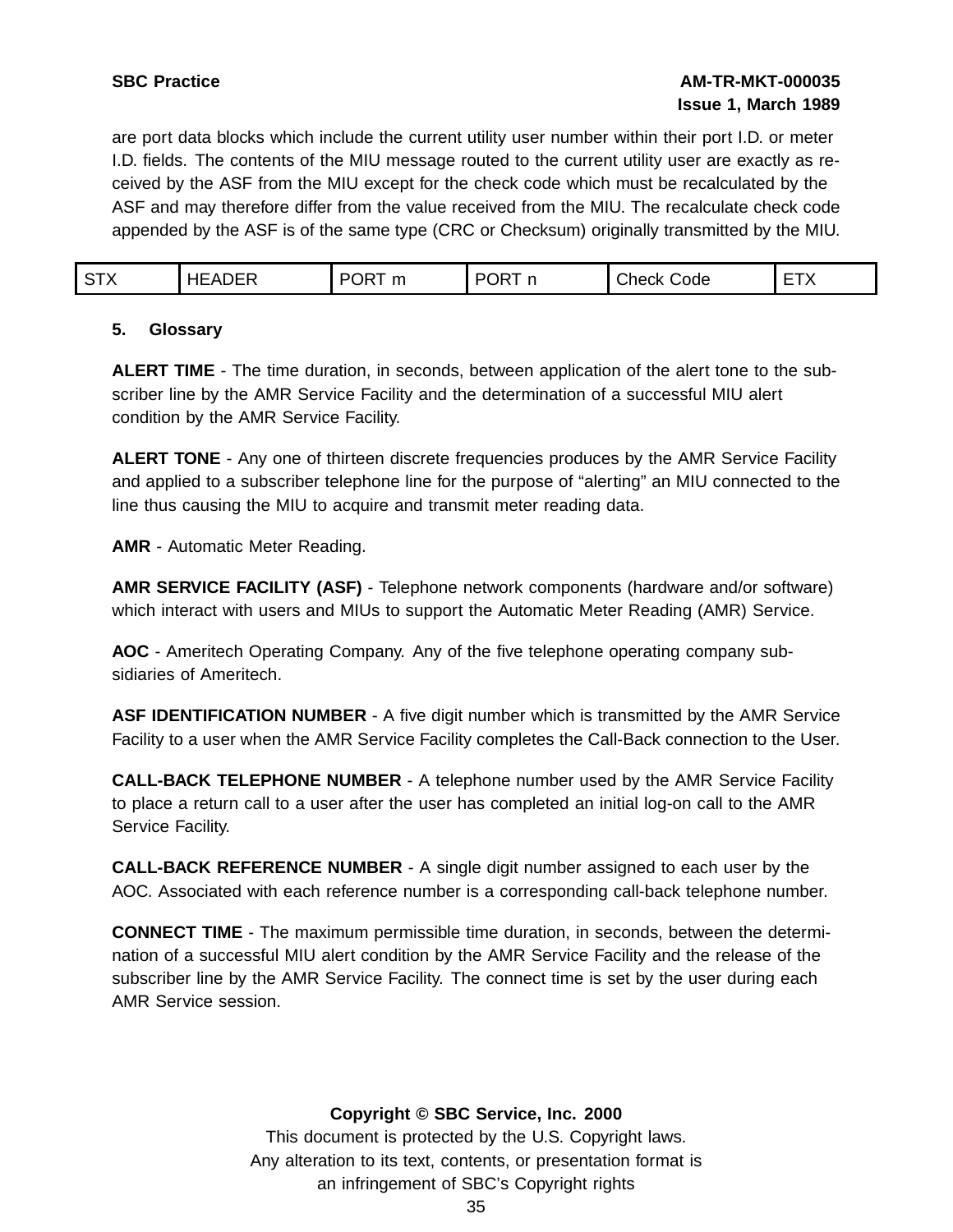are port data blocks which include the current utility user number within their port I.D. or meter I.D. fields. The contents of the MIU message routed to the current utility user are exactly as received by the ASF from the MIU except for the check code which must be recalculated by the ASF and may therefore differ from the value received from the MIU. The recalculate check code appended by the ASF is of the same type (CRC or Checksum) originally transmitted by the MIU.

| STX | HEADER | PORT m | PORT n | Check Code | ETX |
|---|---|---|---|---|---|

## 5. Glossary

**ALERT TIME** - The time duration, in seconds, between application of the alert tone to the subscriber line by the AMR Service Facility and the determination of a successful MIU alert condition by the AMR Service Facility.

**ALERT TONE** - Any one of thirteen discrete frequencies produces by the AMR Service Facility and applied to a subscriber telephone line for the purpose of "alerting" an MIU connected to the line thus causing the MIU to acquire and transmit meter reading data.

**AMR** - Automatic Meter Reading.

**AMR SERVICE FACILITY (ASF)** - Telephone network components (hardware and/or software) which interact with users and MIUs to support the Automatic Meter Reading (AMR) Service.

**AOC** - Ameritech Operating Company. Any of the five telephone operating company subsidiaries of Ameritech.

**ASF IDENTIFICATION NUMBER** - A five digit number which is transmitted by the AMR Service Facility to a user when the AMR Service Facility completes the Call-Back connection to the User.

**CALL-BACK TELEPHONE NUMBER** - A telephone number used by the AMR Service Facility to place a return call to a user after the user has completed an initial log-on call to the AMR Service Facility.

**CALL-BACK REFERENCE NUMBER** - A single digit number assigned to each user by the AOC. Associated with each reference number is a corresponding call-back telephone number.

**CONNECT TIME** - The maximum permissible time duration, in seconds, between the determination of a successful MIU alert condition by the AMR Service Facility and the release of the subscriber line by the AMR Service Facility. The connect time is set by the user during each AMR Service session.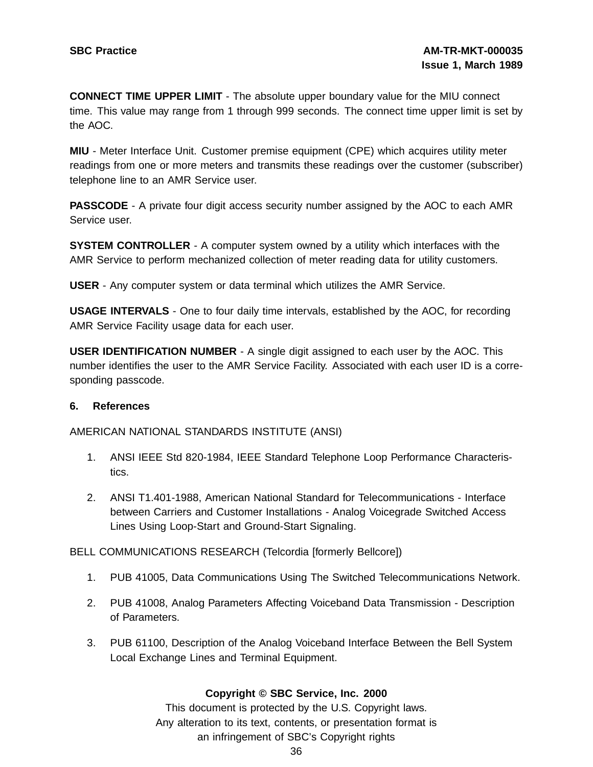**CONNECT TIME UPPER LIMIT** - The absolute upper boundary value for the MIU connect time. This value may range from 1 through 999 seconds. The connect time upper limit is set by the AOC.

**MIU** - Meter Interface Unit. Customer premise equipment (CPE) which acquires utility meter readings from one or more meters and transmits these readings over the customer (subscriber) telephone line to an AMR Service user.

**PASSCODE** - A private four digit access security number assigned by the AOC to each AMR Service user.

**SYSTEM CONTROLLER** - A computer system owned by a utility which interfaces with the AMR Service to perform mechanized collection of meter reading data for utility customers.

**USER** - Any computer system or data terminal which utilizes the AMR Service.

**USAGE INTERVALS** - One to four daily time intervals, established by the AOC, for recording AMR Service Facility usage data for each user.

**USER IDENTIFICATION NUMBER** - A single digit assigned to each user by the AOC. This number identifies the user to the AMR Service Facility. Associated with each user ID is a corresponding passcode.

## 6. References

AMERICAN NATIONAL STANDARDS INSTITUTE (ANSI)

1. ANSI IEEE Std 820-1984, IEEE Standard Telephone Loop Performance Characteristics.
2. ANSI T1.401-1988, American National Standard for Telecommunications - Interface between Carriers and Customer Installations - Analog Voicegrade Switched Access Lines Using Loop-Start and Ground-Start Signaling.

BELL COMMUNICATIONS RESEARCH (Telcordia [formerly Bellcore])

1. PUB 41005, Data Communications Using The Switched Telecommunications Network.
2. PUB 41008, Analog Parameters Affecting Voiceband Data Transmission - Description of Parameters.
3. PUB 61100, Description of the Analog Voiceband Interface Between the Bell System Local Exchange Lines and Terminal Equipment.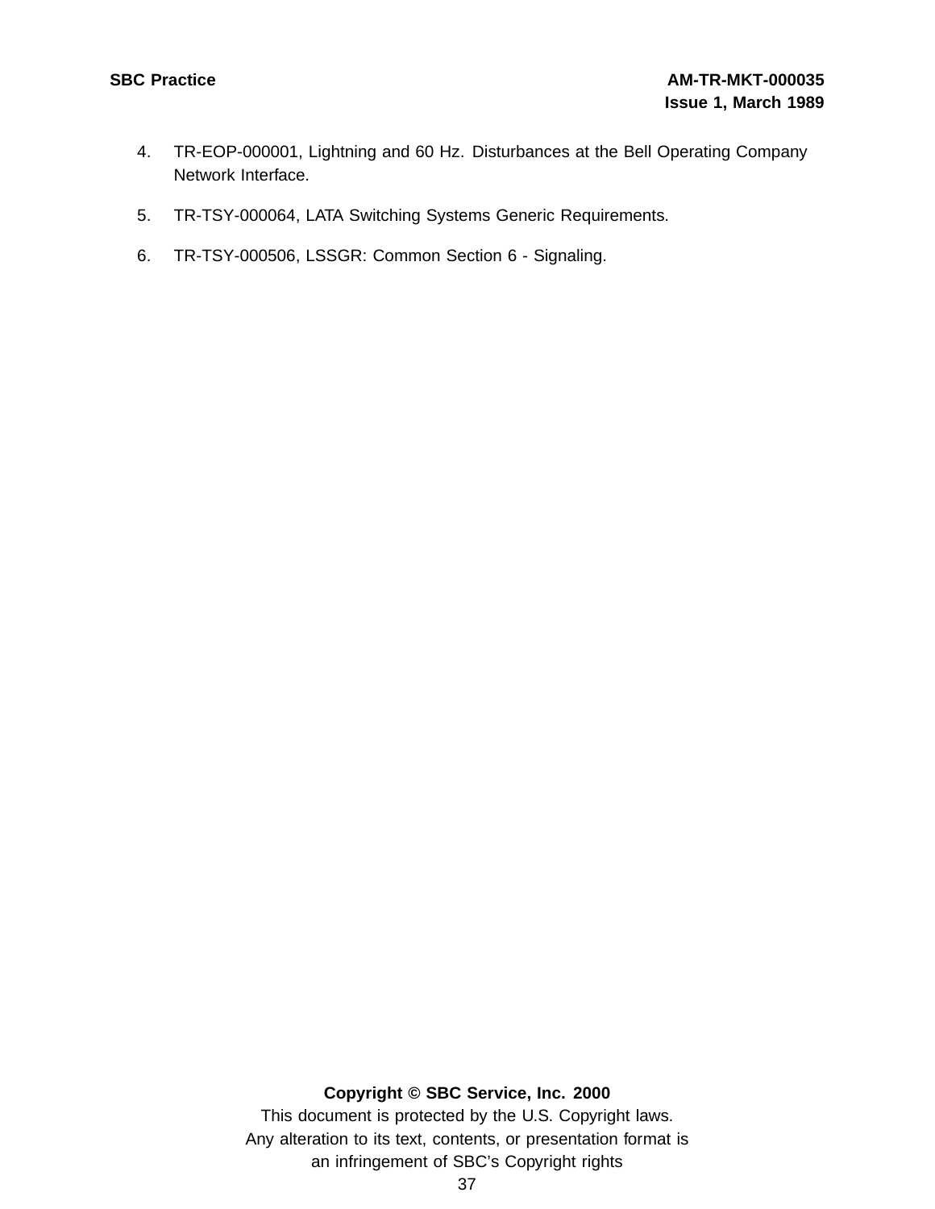4. TR-EOP-000001, Lightning and 60 Hz. Disturbances at the Bell Operating Company Network Interface.

5. TR-TSY-000064, LATA Switching Systems Generic Requirements.

6. TR-TSY-000506, LSSGR: Common Section 6 - Signaling.

**Copyright © SBC Service, Inc. 2000**

This document is protected by the U.S. Copyright laws.
Any alteration to its text, contents, or presentation format is an infringement of SBC's Copyright rights